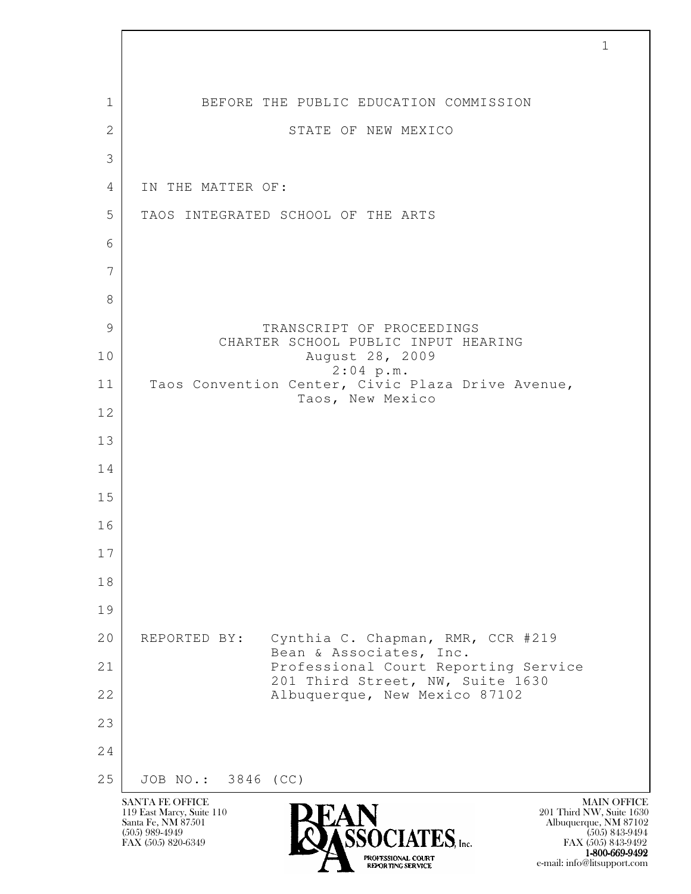BEFORE THE PUBLIC EDUCATION COMMISSION

STATE OF NEW MEXICO

IN THE MATTER OF:

TAOS INTEGRATED SCHOOL OF THE ARTS

TRANSCRIPT OF PROCEEDINGS
CHARTER SCHOOL PUBLIC INPUT HEARING
August 28, 2009
2:04 p.m.
Taos Convention Center, Civic Plaza Drive Avenue,
Taos, New Mexico

REPORTED BY: Cynthia C. Chapman, RMR, CCR #219
Bean & Associates, Inc.
Professional Court Reporting Service
201 Third Street, NW, Suite 1630
Albuquerque, New Mexico 87102

JOB NO.: 3846 (CC)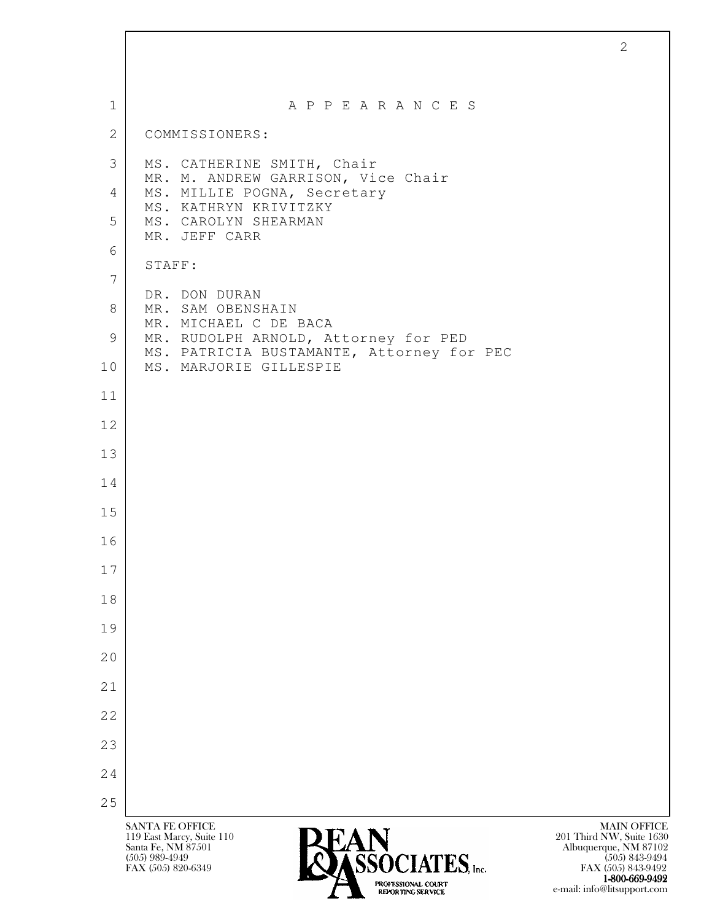# A P P E A R A N C E S

COMMISSIONERS:

MS. CATHERINE SMITH, Chair
MR. M. ANDREW GARRISON, Vice Chair
MS. MILLIE POGNA, Secretary
MS. KATHRYN KRIVITZKY
MS. CAROLYN SHEARMAN
MR. JEFF CARR

STAFF:

DR. DON DURAN
MR. SAM OBENSHAIN
MR. MICHAEL C DE BACA
MR. RUDOLPH ARNOLD, Attorney for PED
MS. PATRICIA BUSTAMANTE, Attorney for PEC
MS. MARJORIE GILLESPIE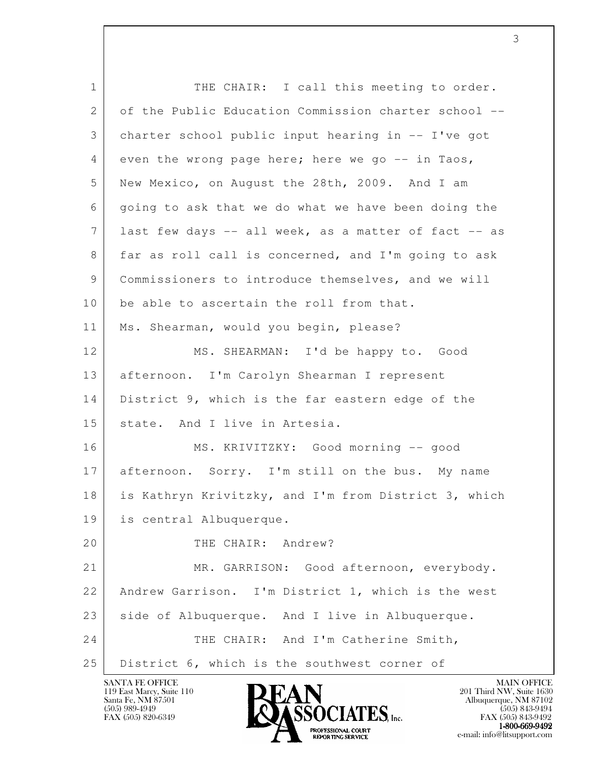1 THE CHAIR: I call this meeting to order.
2 of the Public Education Commission charter school --
3 charter school public input hearing in -- I've got
4 even the wrong page here; here we go -- in Taos,
5 New Mexico, on August the 28th, 2009. And I am
6 going to ask that we do what we have been doing the
7 last few days -- all week, as a matter of fact -- as
8 far as roll call is concerned, and I'm going to ask
9 Commissioners to introduce themselves, and we will
10 be able to ascertain the roll from that.
11 Ms. Shearman, would you begin, please?
12 MS. SHEARMAN: I'd be happy to. Good
13 afternoon. I'm Carolyn Shearman I represent
14 District 9, which is the far eastern edge of the
15 state. And I live in Artesia.
16 MS. KRIVITZKY: Good morning -- good
17 afternoon. Sorry. I'm still on the bus. My name
18 is Kathryn Krivitzky, and I'm from District 3, which
19 is central Albuquerque.
20 THE CHAIR: Andrew?
21 MR. GARRISON: Good afternoon, everybody.
22 Andrew Garrison. I'm District 1, which is the west
23 side of Albuquerque. And I live in Albuquerque.
24 THE CHAIR: And I'm Catherine Smith,
25 District 6, which is the southwest corner of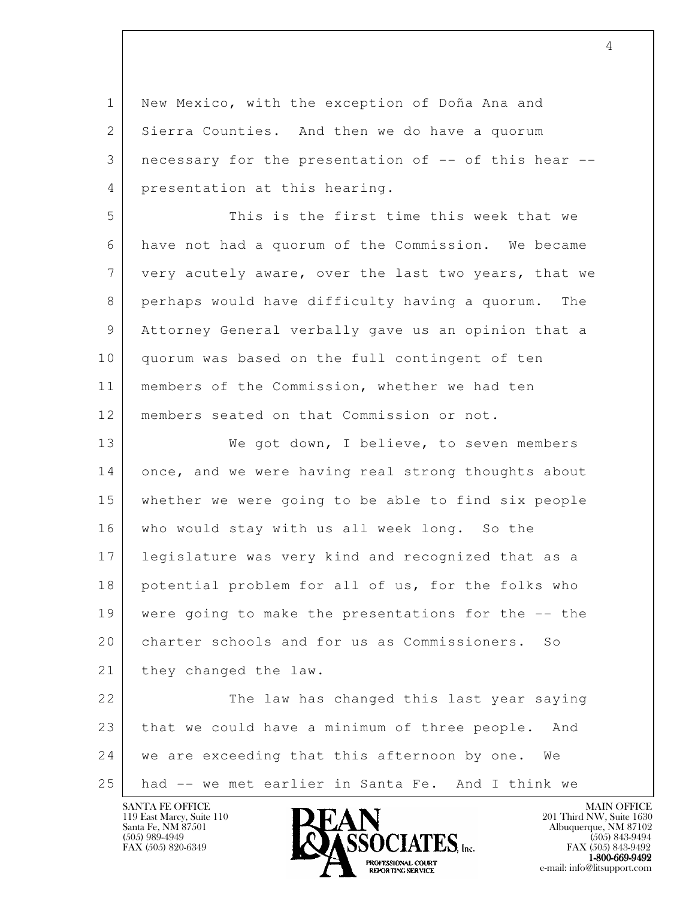New Mexico, with the exception of Doña Ana and Sierra Counties. And then we do have a quorum necessary for the presentation of -- of this hear -- presentation at this hearing.

This is the first time this week that we have not had a quorum of the Commission. We became very acutely aware, over the last two years, that we perhaps would have difficulty having a quorum. The Attorney General verbally gave us an opinion that a quorum was based on the full contingent of ten members of the Commission, whether we had ten members seated on that Commission or not.

We got down, I believe, to seven members once, and we were having real strong thoughts about whether we were going to be able to find six people who would stay with us all week long. So the legislature was very kind and recognized that as a potential problem for all of us, for the folks who were going to make the presentations for the -- the charter schools and for us as Commissioners. So they changed the law.

The law has changed this last year saying that we could have a minimum of three people. And we are exceeding that this afternoon by one. We had -- we met earlier in Santa Fe. And I think we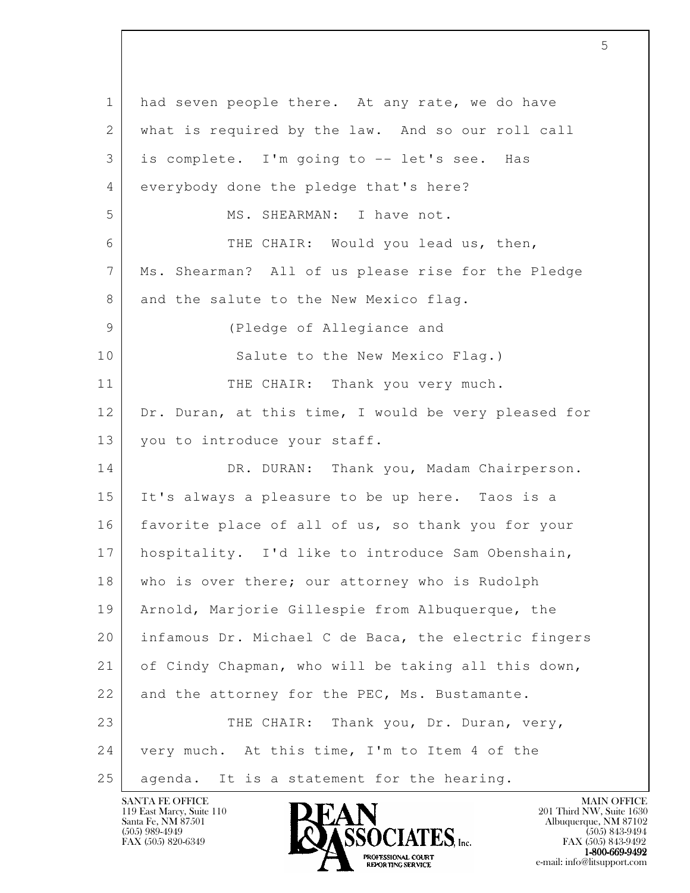had seven people there. At any rate, we do have what is required by the law. And so our roll call is complete. I'm going to -- let's see. Has everybody done the pledge that's here?

MS. SHEARMAN: I have not.

THE CHAIR: Would you lead us, then, Ms. Shearman? All of us please rise for the Pledge and the salute to the New Mexico flag.

(Pledge of Allegiance and Salute to the New Mexico Flag.)

THE CHAIR: Thank you very much. Dr. Duran, at this time, I would be very pleased for you to introduce your staff.

DR. DURAN: Thank you, Madam Chairperson. It's always a pleasure to be up here. Taos is a favorite place of all of us, so thank you for your hospitality. I'd like to introduce Sam Obenshain, who is over there; our attorney who is Rudolph Arnold, Marjorie Gillespie from Albuquerque, the infamous Dr. Michael C de Baca, the electric fingers of Cindy Chapman, who will be taking all this down, and the attorney for the PEC, Ms. Bustamante.

THE CHAIR: Thank you, Dr. Duran, very, very much. At this time, I'm to Item 4 of the agenda. It is a statement for the hearing.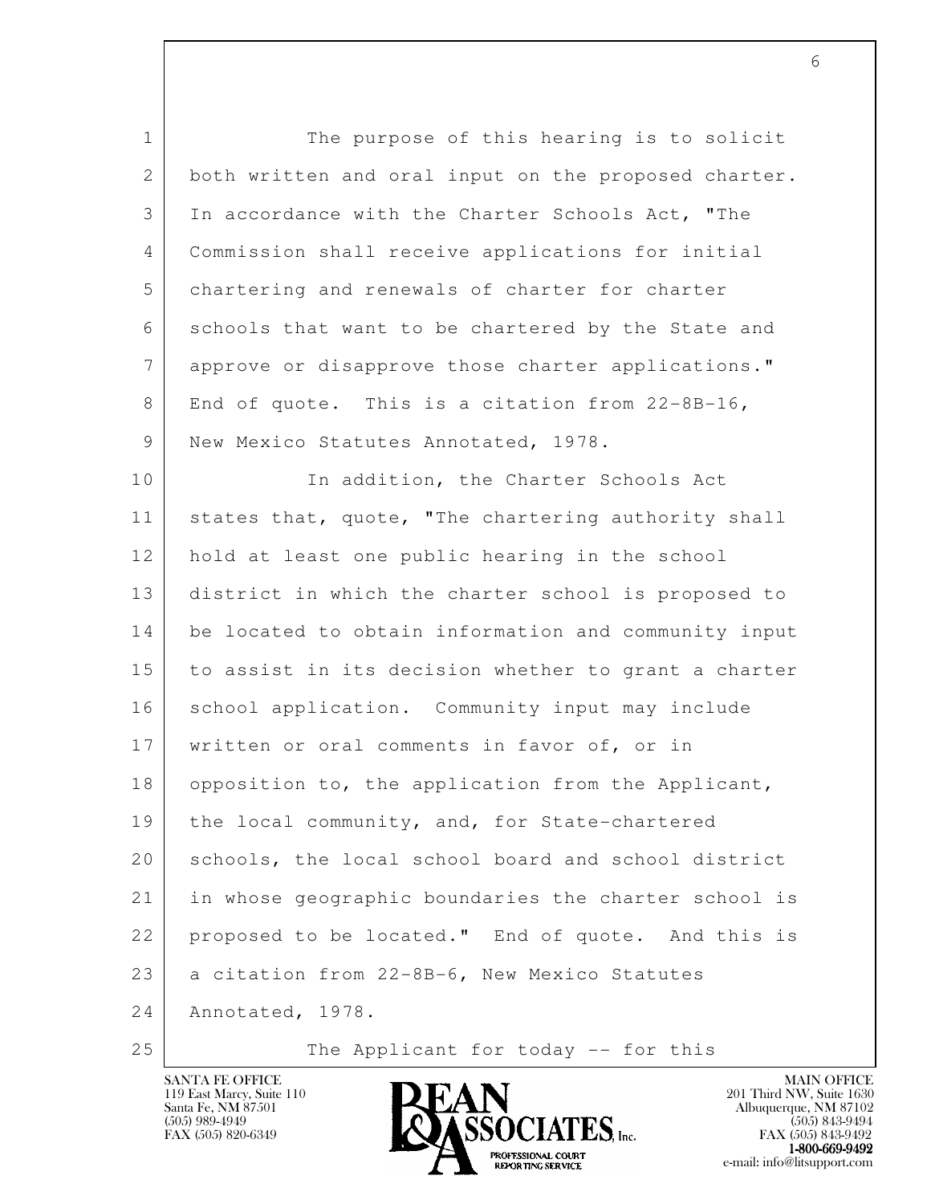The purpose of this hearing is to solicit both written and oral input on the proposed charter. In accordance with the Charter Schools Act, "The Commission shall receive applications for initial chartering and renewals of charter for charter schools that want to be chartered by the State and approve or disapprove those charter applications." End of quote. This is a citation from 22-8B-16, New Mexico Statutes Annotated, 1978.

In addition, the Charter Schools Act states that, quote, "The chartering authority shall hold at least one public hearing in the school district in which the charter school is proposed to be located to obtain information and community input to assist in its decision whether to grant a charter school application. Community input may include written or oral comments in favor of, or in opposition to, the application from the Applicant, the local community, and, for State-chartered schools, the local school board and school district in whose geographic boundaries the charter school is proposed to be located." End of quote. And this is a citation from 22-8B-6, New Mexico Statutes Annotated, 1978.

The Applicant for today -- for this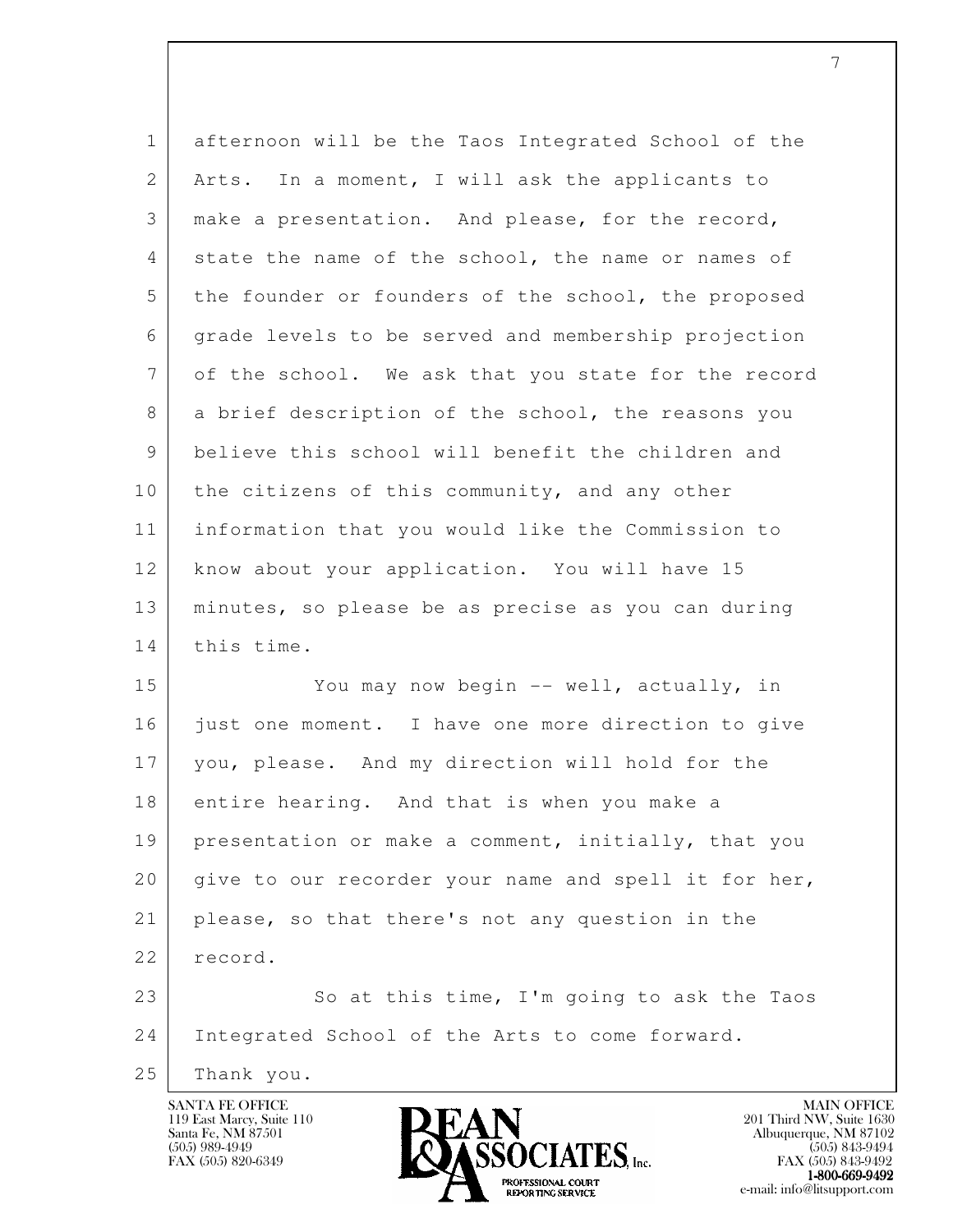afternoon will be the Taos Integrated School of the Arts. In a moment, I will ask the applicants to make a presentation. And please, for the record, state the name of the school, the name or names of the founder or founders of the school, the proposed grade levels to be served and membership projection of the school. We ask that you state for the record a brief description of the school, the reasons you believe this school will benefit the children and the citizens of this community, and any other information that you would like the Commission to know about your application. You will have 15 minutes, so please be as precise as you can during this time.

You may now begin -- well, actually, in just one moment. I have one more direction to give you, please. And my direction will hold for the entire hearing. And that is when you make a presentation or make a comment, initially, that you give to our recorder your name and spell it for her, please, so that there's not any question in the record.

So at this time, I'm going to ask the Taos Integrated School of the Arts to come forward. Thank you.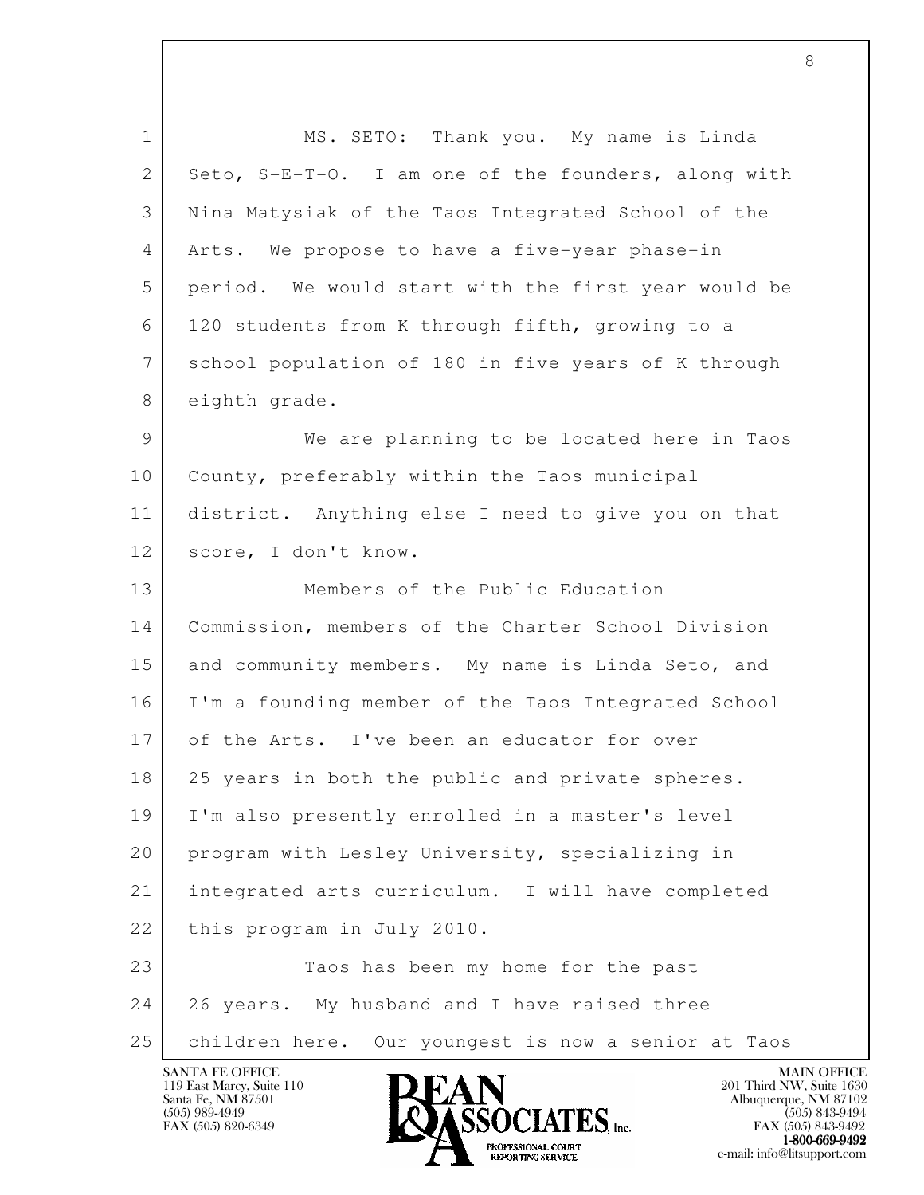MS. SETO: Thank you. My name is Linda Seto, S-E-T-O. I am one of the founders, along with Nina Matysiak of the Taos Integrated School of the Arts. We propose to have a five-year phase-in period. We would start with the first year would be 120 students from K through fifth, growing to a school population of 180 in five years of K through eighth grade.

We are planning to be located here in Taos County, preferably within the Taos municipal district. Anything else I need to give you on that score, I don't know.

Members of the Public Education Commission, members of the Charter School Division and community members. My name is Linda Seto, and I'm a founding member of the Taos Integrated School of the Arts. I've been an educator for over 25 years in both the public and private spheres. I'm also presently enrolled in a master's level program with Lesley University, specializing in integrated arts curriculum. I will have completed this program in July 2010.

Taos has been my home for the past 26 years. My husband and I have raised three children here. Our youngest is now a senior at Taos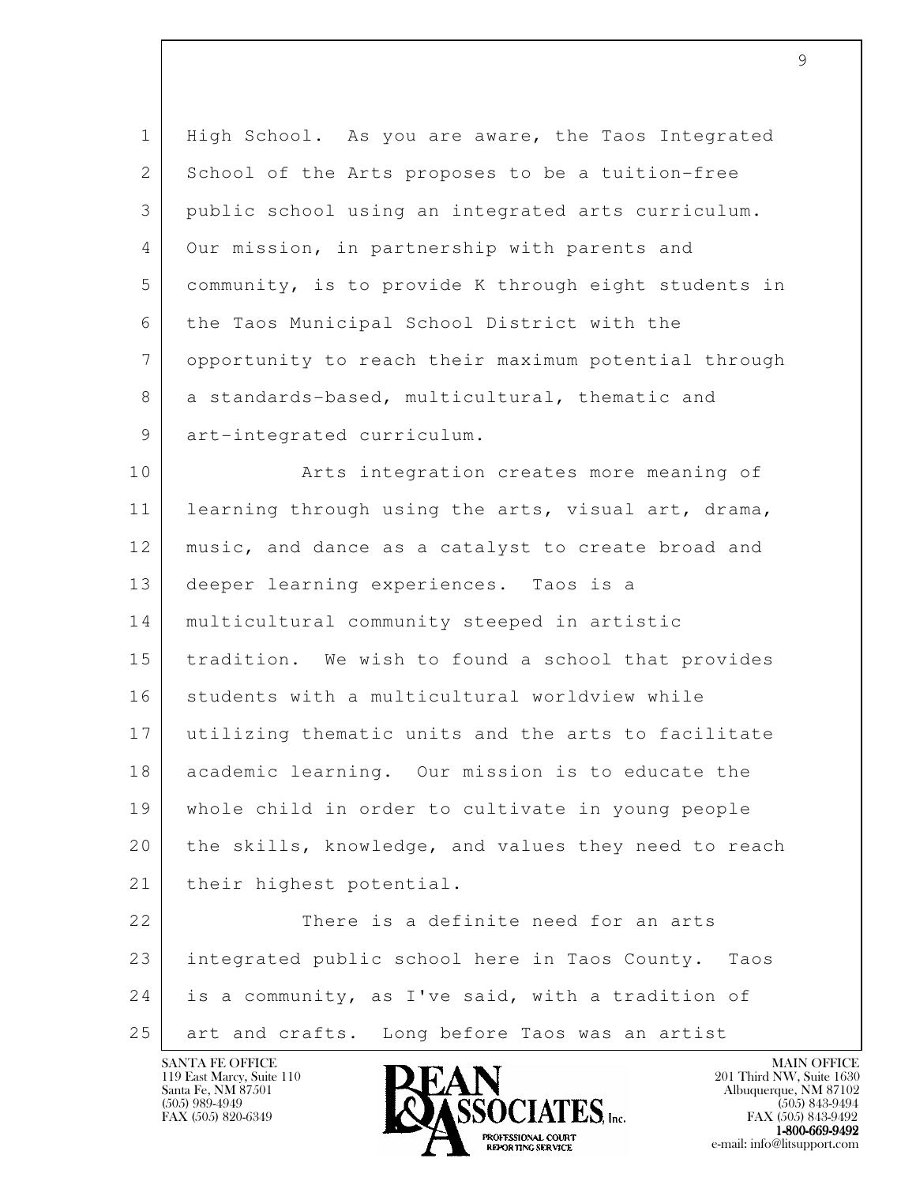High School. As you are aware, the Taos Integrated School of the Arts proposes to be a tuition-free public school using an integrated arts curriculum. Our mission, in partnership with parents and community, is to provide K through eight students in the Taos Municipal School District with the opportunity to reach their maximum potential through a standards-based, multicultural, thematic and art-integrated curriculum.

Arts integration creates more meaning of learning through using the arts, visual art, drama, music, and dance as a catalyst to create broad and deeper learning experiences. Taos is a multicultural community steeped in artistic tradition. We wish to found a school that provides students with a multicultural worldview while utilizing thematic units and the arts to facilitate academic learning. Our mission is to educate the whole child in order to cultivate in young people the skills, knowledge, and values they need to reach their highest potential.

There is a definite need for an arts integrated public school here in Taos County. Taos is a community, as I've said, with a tradition of art and crafts. Long before Taos was an artist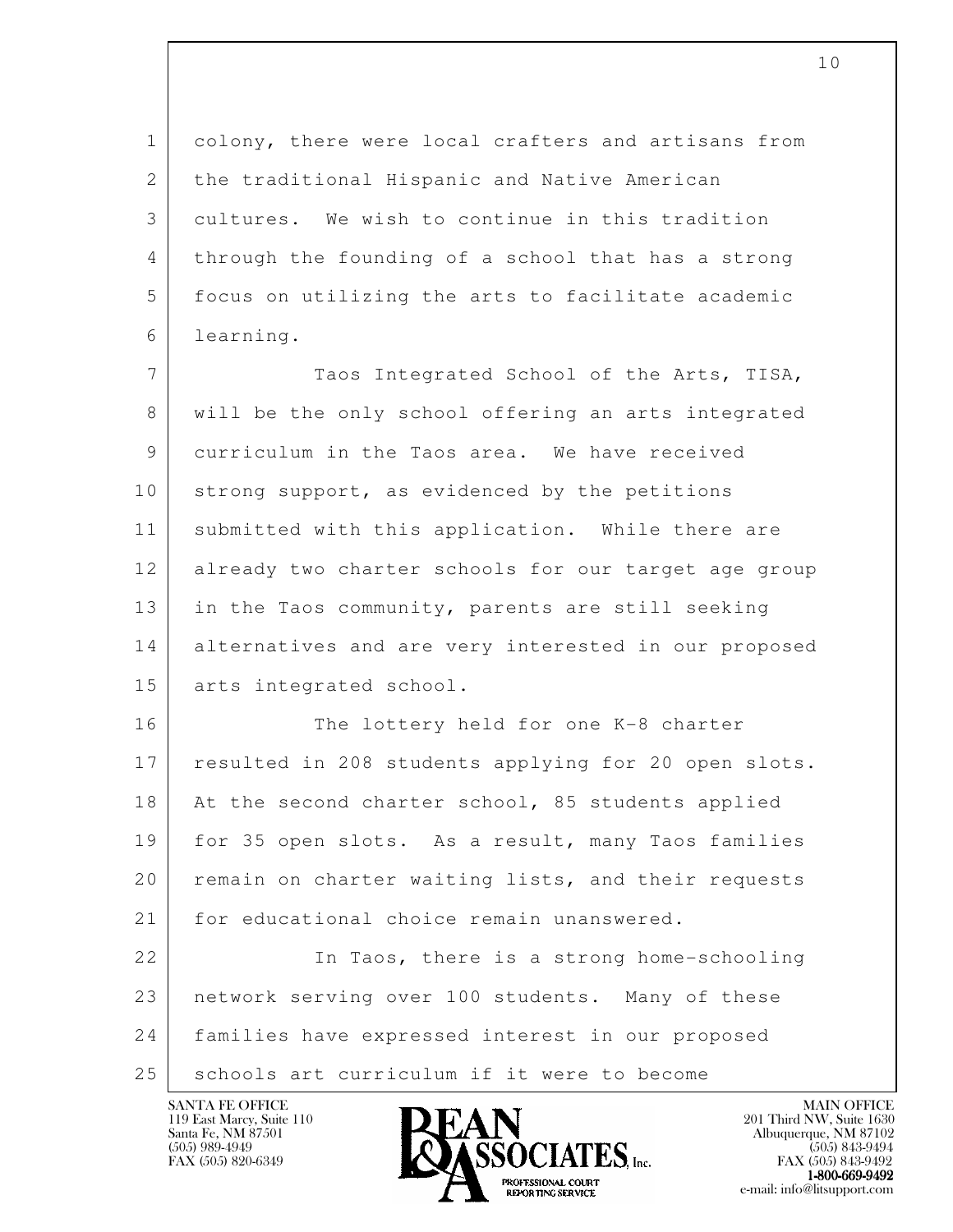colony, there were local crafters and artisans from the traditional Hispanic and Native American cultures. We wish to continue in this tradition through the founding of a school that has a strong focus on utilizing the arts to facilitate academic learning.

Taos Integrated School of the Arts, TISA, will be the only school offering an arts integrated curriculum in the Taos area. We have received strong support, as evidenced by the petitions submitted with this application. While there are already two charter schools for our target age group in the Taos community, parents are still seeking alternatives and are very interested in our proposed arts integrated school.

The lottery held for one K-8 charter resulted in 208 students applying for 20 open slots. At the second charter school, 85 students applied for 35 open slots. As a result, many Taos families remain on charter waiting lists, and their requests for educational choice remain unanswered.

In Taos, there is a strong home-schooling network serving over 100 students. Many of these families have expressed interest in our proposed schools art curriculum if it were to become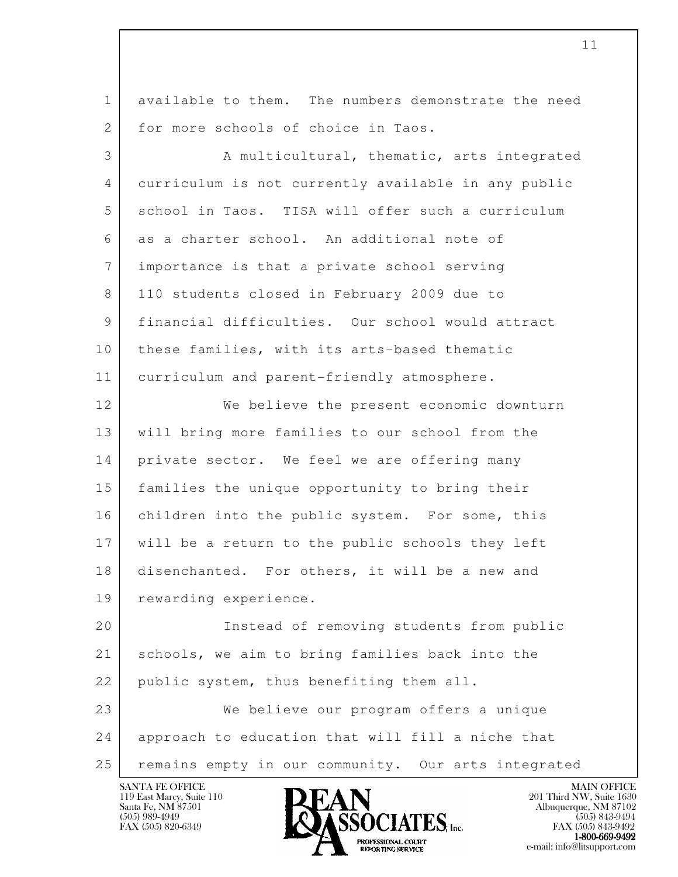available to them. The numbers demonstrate the need for more schools of choice in Taos.

A multicultural, thematic, arts integrated curriculum is not currently available in any public school in Taos. TISA will offer such a curriculum as a charter school. An additional note of importance is that a private school serving 110 students closed in February 2009 due to financial difficulties. Our school would attract these families, with its arts-based thematic curriculum and parent-friendly atmosphere.

We believe the present economic downturn will bring more families to our school from the private sector. We feel we are offering many families the unique opportunity to bring their children into the public system. For some, this will be a return to the public schools they left disenchanted. For others, it will be a new and rewarding experience.

Instead of removing students from public schools, we aim to bring families back into the public system, thus benefiting them all.

We believe our program offers a unique approach to education that will fill a niche that remains empty in our community. Our arts integrated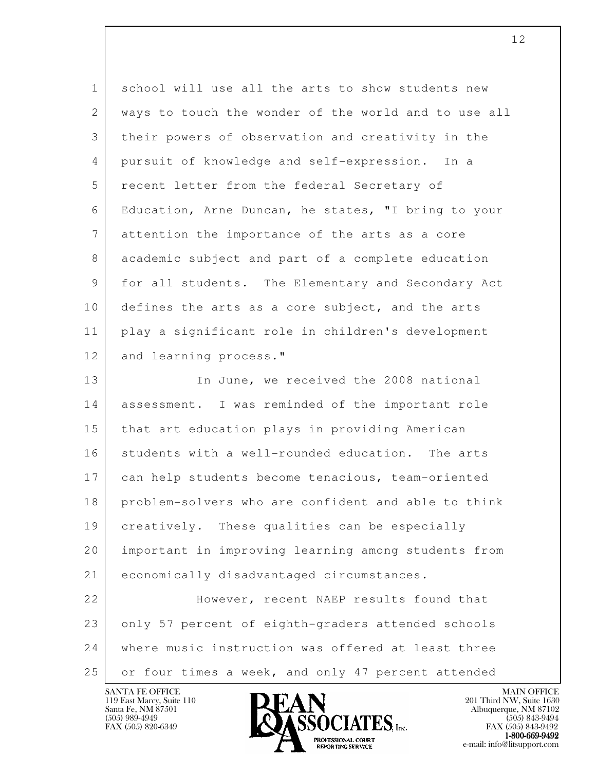school will use all the arts to show students new ways to touch the wonder of the world and to use all their powers of observation and creativity in the pursuit of knowledge and self-expression. In a recent letter from the federal Secretary of Education, Arne Duncan, he states, "I bring to your attention the importance of the arts as a core academic subject and part of a complete education for all students. The Elementary and Secondary Act defines the arts as a core subject, and the arts play a significant role in children's development and learning process."

In June, we received the 2008 national assessment. I was reminded of the important role that art education plays in providing American students with a well-rounded education. The arts can help students become tenacious, team-oriented problem-solvers who are confident and able to think creatively. These qualities can be especially important in improving learning among students from economically disadvantaged circumstances.

However, recent NAEP results found that only 57 percent of eighth-graders attended schools where music instruction was offered at least three or four times a week, and only 47 percent attended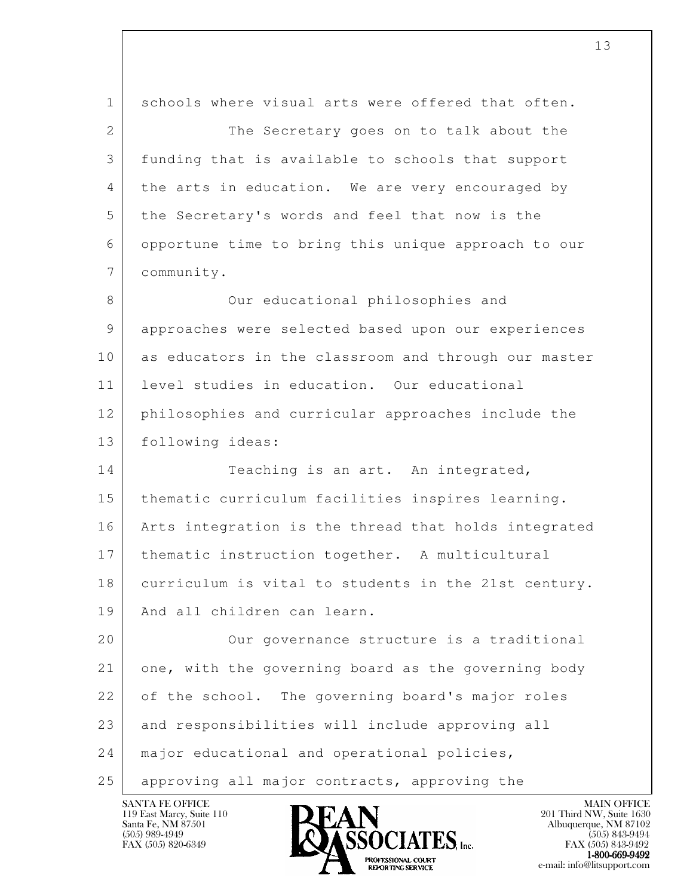schools where visual arts were offered that often.

The Secretary goes on to talk about the funding that is available to schools that support the arts in education. We are very encouraged by the Secretary's words and feel that now is the opportune time to bring this unique approach to our community.

Our educational philosophies and approaches were selected based upon our experiences as educators in the classroom and through our master level studies in education. Our educational philosophies and curricular approaches include the following ideas:

Teaching is an art. An integrated, thematic curriculum facilities inspires learning. Arts integration is the thread that holds integrated thematic instruction together. A multicultural curriculum is vital to students in the 21st century. And all children can learn.

Our governance structure is a traditional one, with the governing board as the governing body of the school. The governing board's major roles and responsibilities will include approving all major educational and operational policies, approving all major contracts, approving the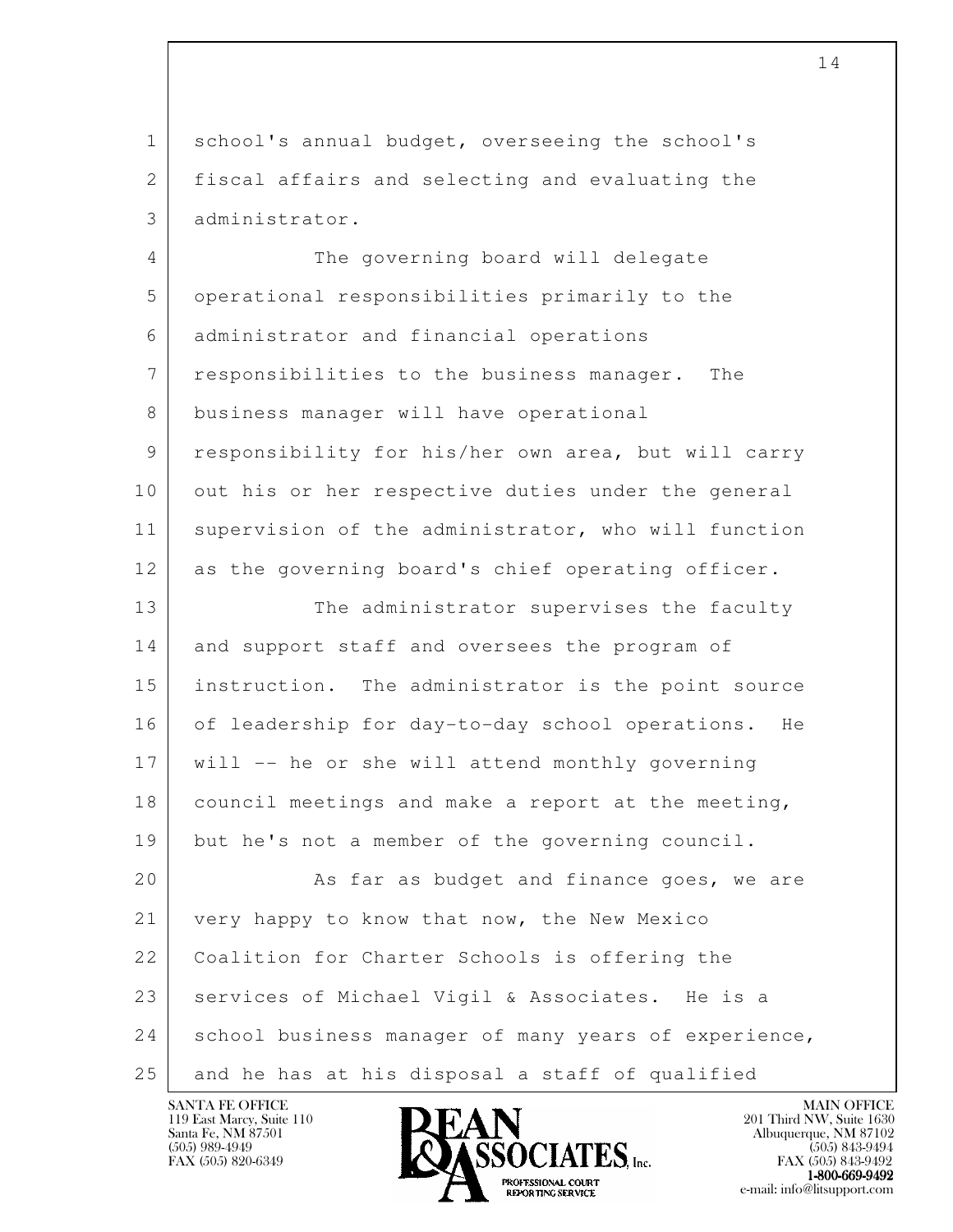school's annual budget, overseeing the school's fiscal affairs and selecting and evaluating the administrator.

The governing board will delegate operational responsibilities primarily to the administrator and financial operations responsibilities to the business manager. The business manager will have operational responsibility for his/her own area, but will carry out his or her respective duties under the general supervision of the administrator, who will function as the governing board's chief operating officer.

The administrator supervises the faculty and support staff and oversees the program of instruction. The administrator is the point source of leadership for day-to-day school operations. He will -- he or she will attend monthly governing council meetings and make a report at the meeting, but he's not a member of the governing council.

As far as budget and finance goes, we are very happy to know that now, the New Mexico Coalition for Charter Schools is offering the services of Michael Vigil & Associates. He is a school business manager of many years of experience, and he has at his disposal a staff of qualified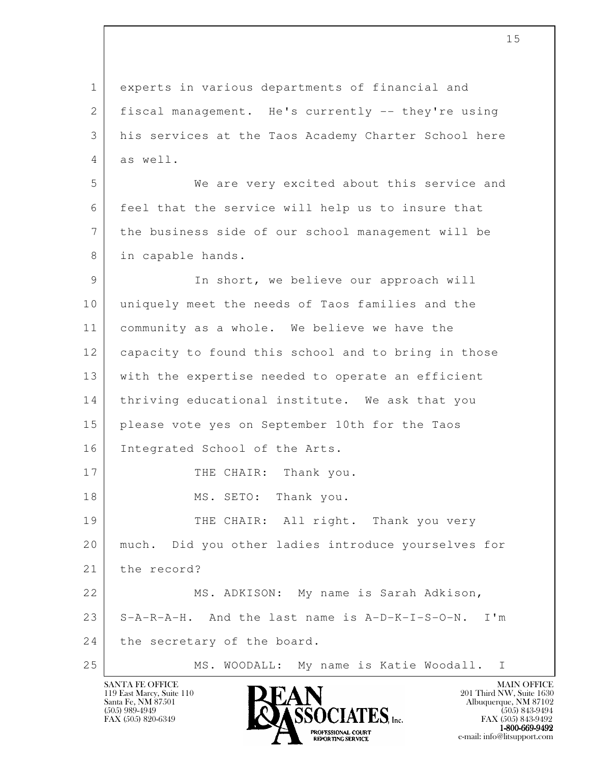experts in various departments of financial and fiscal management. He's currently -- they're using his services at the Taos Academy Charter School here as well.

We are very excited about this service and feel that the service will help us to insure that the business side of our school management will be in capable hands.

In short, we believe our approach will uniquely meet the needs of Taos families and the community as a whole. We believe we have the capacity to found this school and to bring in those with the expertise needed to operate an efficient thriving educational institute. We ask that you please vote yes on September 10th for the Taos Integrated School of the Arts.

THE CHAIR: Thank you.

MS. SETO: Thank you.

THE CHAIR: All right. Thank you very much. Did you other ladies introduce yourselves for the record?

MS. ADKISON: My name is Sarah Adkison, S-A-R-A-H. And the last name is A-D-K-I-S-O-N. I'm the secretary of the board.

MS. WOODALL: My name is Katie Woodall. I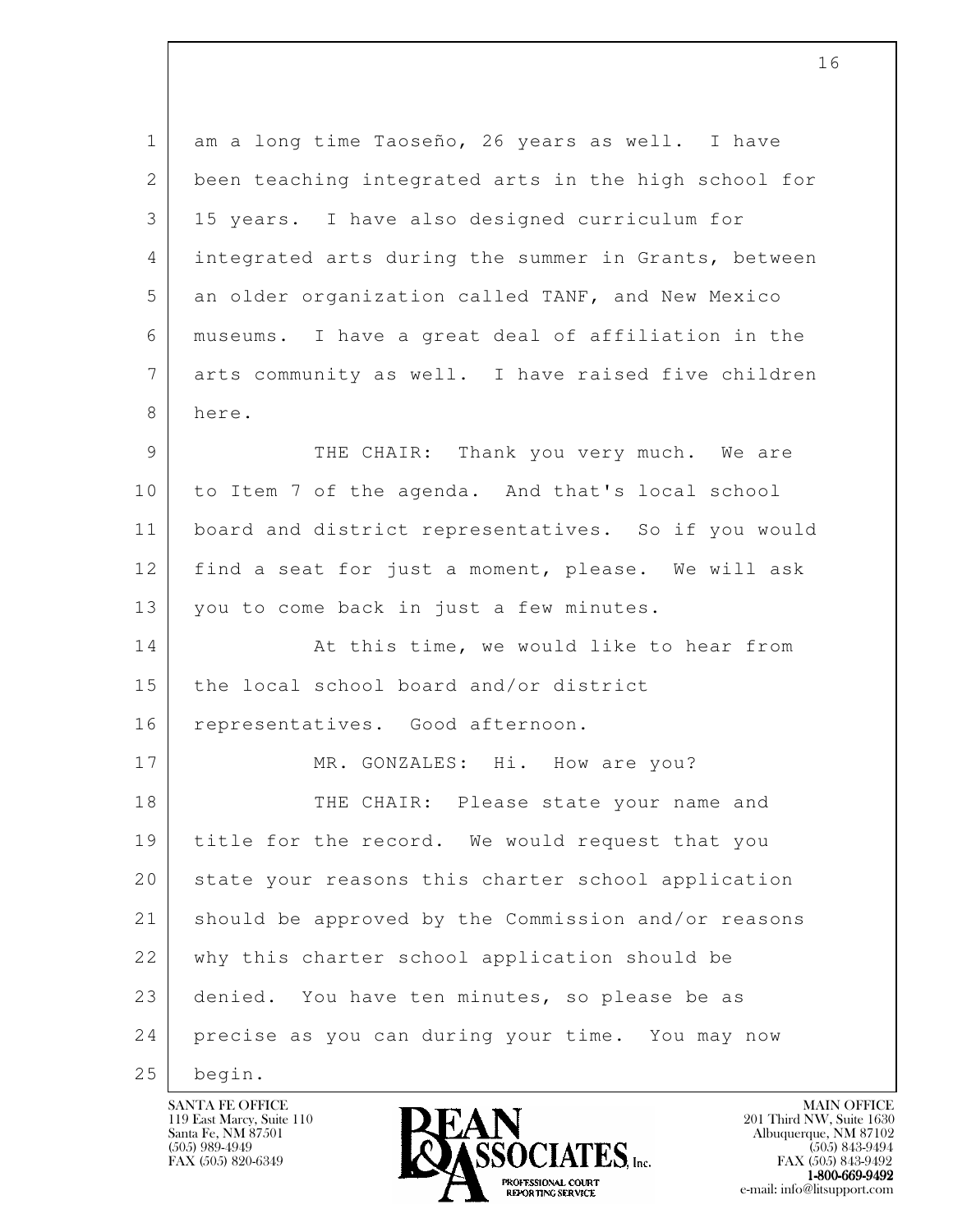am a long time Taoseño, 26 years as well. I have been teaching integrated arts in the high school for 15 years. I have also designed curriculum for integrated arts during the summer in Grants, between an older organization called TANF, and New Mexico museums. I have a great deal of affiliation in the arts community as well. I have raised five children here.

THE CHAIR: Thank you very much. We are to Item 7 of the agenda. And that's local school board and district representatives. So if you would find a seat for just a moment, please. We will ask you to come back in just a few minutes.

At this time, we would like to hear from the local school board and/or district representatives. Good afternoon.

MR. GONZALES: Hi. How are you?

THE CHAIR: Please state your name and title for the record. We would request that you state your reasons this charter school application should be approved by the Commission and/or reasons why this charter school application should be denied. You have ten minutes, so please be as precise as you can during your time. You may now begin.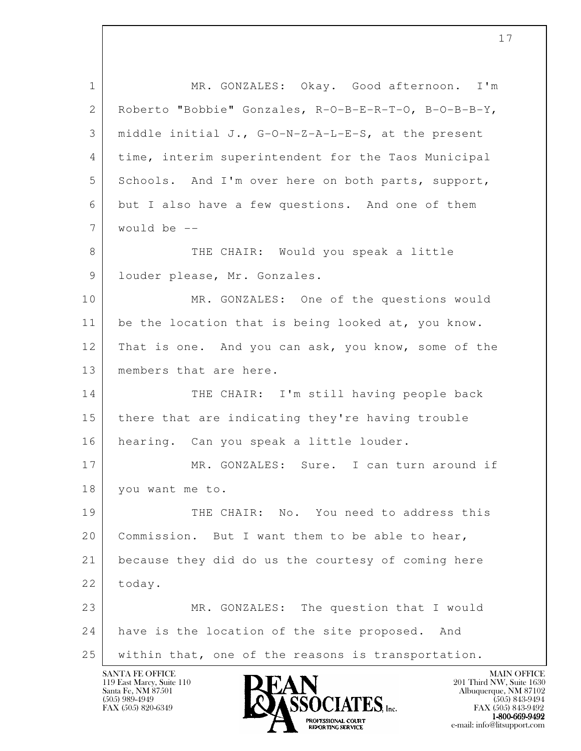MR. GONZALES: Okay. Good afternoon. I'm Roberto "Bobbie" Gonzales, R-O-B-E-R-T-O, B-O-B-B-Y, middle initial J., G-O-N-Z-A-L-E-S, at the present time, interim superintendent for the Taos Municipal Schools. And I'm over here on both parts, support, but I also have a few questions. And one of them would be --

THE CHAIR: Would you speak a little louder please, Mr. Gonzales.

MR. GONZALES: One of the questions would be the location that is being looked at, you know. That is one. And you can ask, you know, some of the members that are here.

THE CHAIR: I'm still having people back there that are indicating they're having trouble hearing. Can you speak a little louder.

MR. GONZALES: Sure. I can turn around if you want me to.

THE CHAIR: No. You need to address this Commission. But I want them to be able to hear, because they did do us the courtesy of coming here today.

MR. GONZALES: The question that I would have is the location of the site proposed. And within that, one of the reasons is transportation.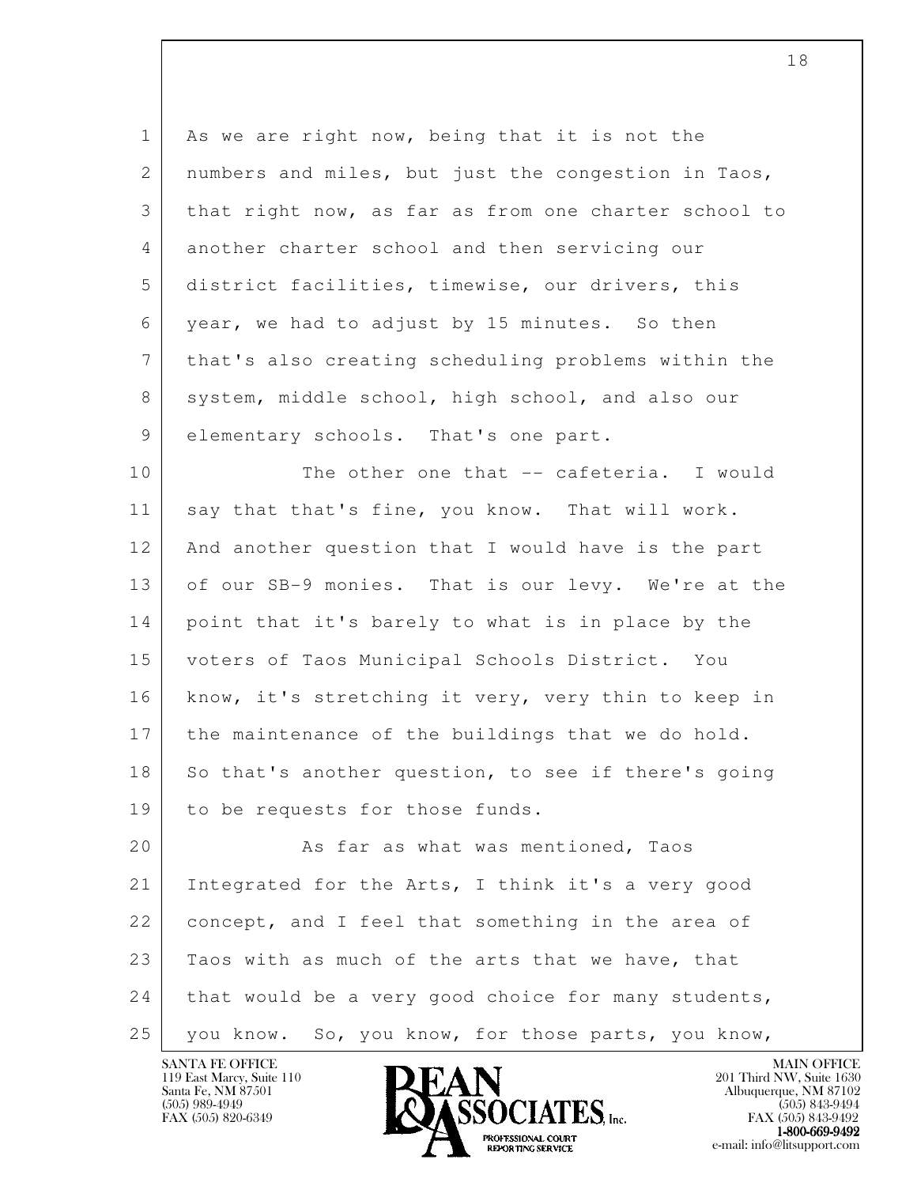As we are right now, being that it is not the numbers and miles, but just the congestion in Taos, that right now, as far as from one charter school to another charter school and then servicing our district facilities, timewise, our drivers, this year, we had to adjust by 15 minutes. So then that's also creating scheduling problems within the system, middle school, high school, and also our elementary schools. That's one part.

The other one that -- cafeteria. I would say that that's fine, you know. That will work. And another question that I would have is the part of our SB-9 monies. That is our levy. We're at the point that it's barely to what is in place by the voters of Taos Municipal Schools District. You know, it's stretching it very, very thin to keep in the maintenance of the buildings that we do hold. So that's another question, to see if there's going to be requests for those funds.

As far as what was mentioned, Taos Integrated for the Arts, I think it's a very good concept, and I feel that something in the area of Taos with as much of the arts that we have, that that would be a very good choice for many students, you know. So, you know, for those parts, you know,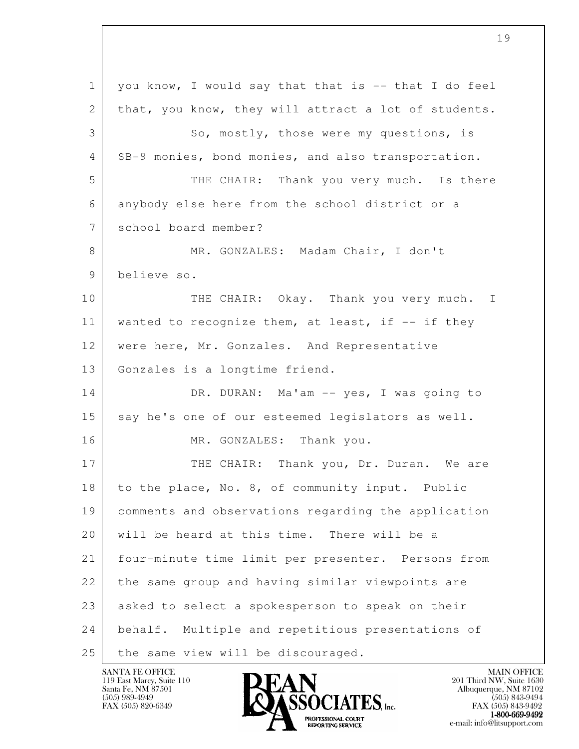you know, I would say that that is -- that I do feel that, you know, they will attract a lot of students.

So, mostly, those were my questions, is SB-9 monies, bond monies, and also transportation.

THE CHAIR: Thank you very much. Is there anybody else here from the school district or a school board member?

MR. GONZALES: Madam Chair, I don't believe so.

THE CHAIR: Okay. Thank you very much. I wanted to recognize them, at least, if -- if they were here, Mr. Gonzales. And Representative Gonzales is a longtime friend.

DR. DURAN: Ma'am -- yes, I was going to say he's one of our esteemed legislators as well.

MR. GONZALES: Thank you.

THE CHAIR: Thank you, Dr. Duran. We are to the place, No. 8, of community input. Public comments and observations regarding the application will be heard at this time. There will be a four-minute time limit per presenter. Persons from the same group and having similar viewpoints are asked to select a spokesperson to speak on their behalf. Multiple and repetitious presentations of the same view will be discouraged.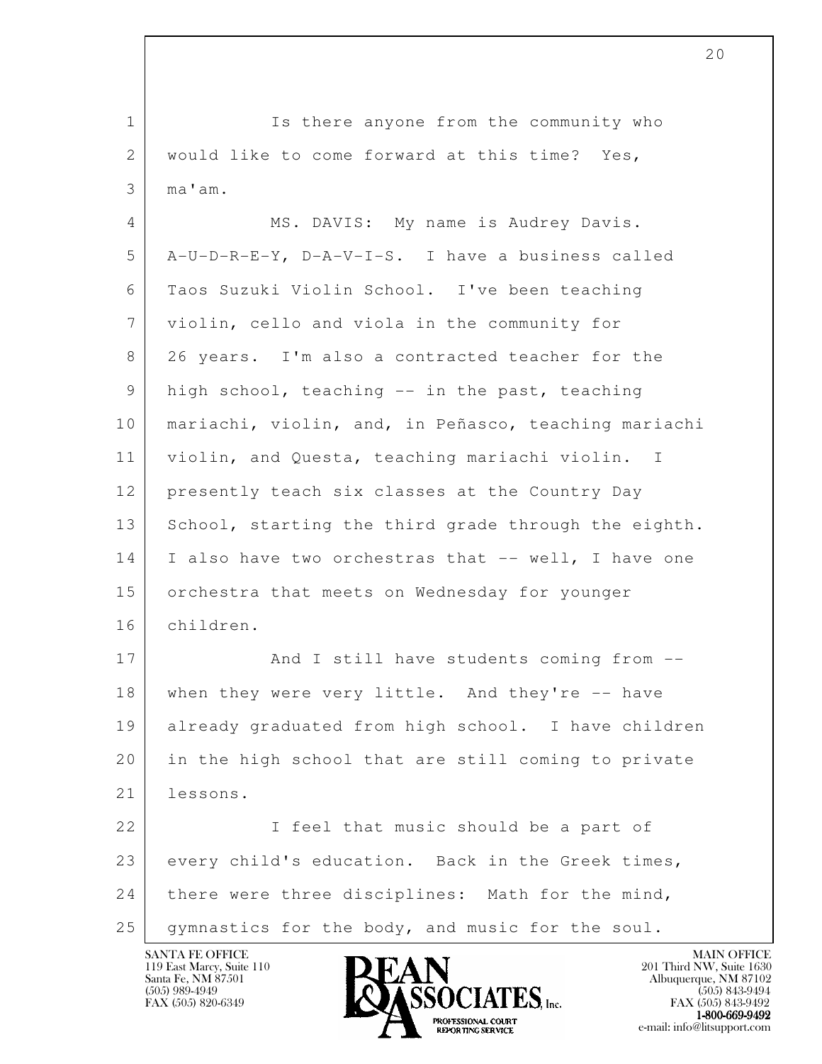Is there anyone from the community who would like to come forward at this time? Yes, ma'am.

MS. DAVIS: My name is Audrey Davis. A-U-D-R-E-Y, D-A-V-I-S. I have a business called Taos Suzuki Violin School. I've been teaching violin, cello and viola in the community for 26 years. I'm also a contracted teacher for the high school, teaching -- in the past, teaching mariachi, violin, and, in Peñasco, teaching mariachi violin, and Questa, teaching mariachi violin. I presently teach six classes at the Country Day School, starting the third grade through the eighth. I also have two orchestras that -- well, I have one orchestra that meets on Wednesday for younger children.

And I still have students coming from -- when they were very little. And they're -- have already graduated from high school. I have children in the high school that are still coming to private lessons.

I feel that music should be a part of every child's education. Back in the Greek times, there were three disciplines: Math for the mind, gymnastics for the body, and music for the soul.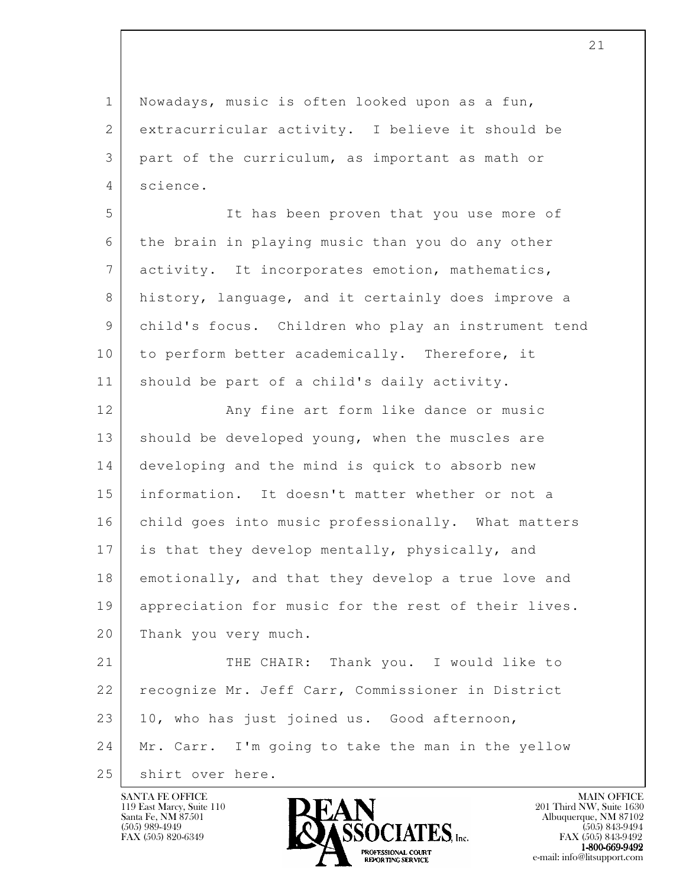Nowadays, music is often looked upon as a fun, extracurricular activity. I believe it should be part of the curriculum, as important as math or science.

It has been proven that you use more of the brain in playing music than you do any other activity. It incorporates emotion, mathematics, history, language, and it certainly does improve a child's focus. Children who play an instrument tend to perform better academically. Therefore, it should be part of a child's daily activity.

Any fine art form like dance or music should be developed young, when the muscles are developing and the mind is quick to absorb new information. It doesn't matter whether or not a child goes into music professionally. What matters is that they develop mentally, physically, and emotionally, and that they develop a true love and appreciation for music for the rest of their lives. Thank you very much.

THE CHAIR: Thank you. I would like to recognize Mr. Jeff Carr, Commissioner in District 10, who has just joined us. Good afternoon, Mr. Carr. I'm going to take the man in the yellow shirt over here.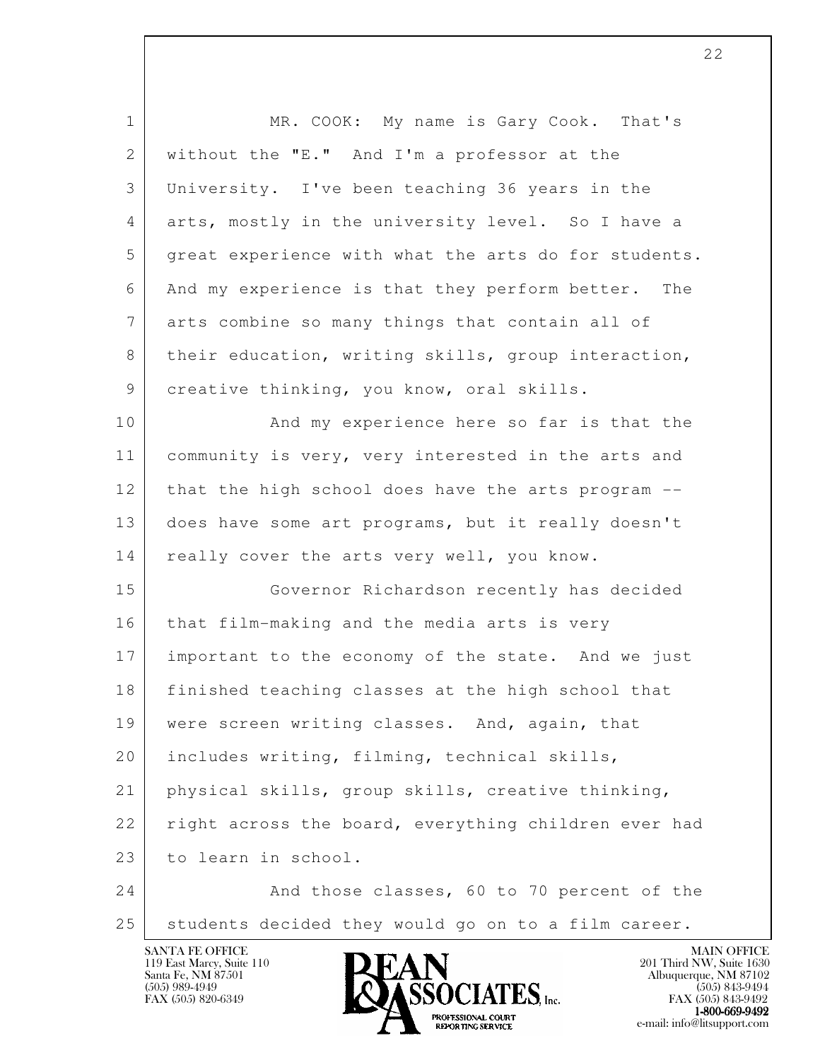MR. COOK: My name is Gary Cook. That's without the "E." And I'm a professor at the University. I've been teaching 36 years in the arts, mostly in the university level. So I have a great experience with what the arts do for students. And my experience is that they perform better. The arts combine so many things that contain all of their education, writing skills, group interaction, creative thinking, you know, oral skills.

And my experience here so far is that the community is very, very interested in the arts and that the high school does have the arts program -- does have some art programs, but it really doesn't really cover the arts very well, you know.

Governor Richardson recently has decided that film-making and the media arts is very important to the economy of the state. And we just finished teaching classes at the high school that were screen writing classes. And, again, that includes writing, filming, technical skills, physical skills, group skills, creative thinking, right across the board, everything children ever had to learn in school.

And those classes, 60 to 70 percent of the students decided they would go on to a film career.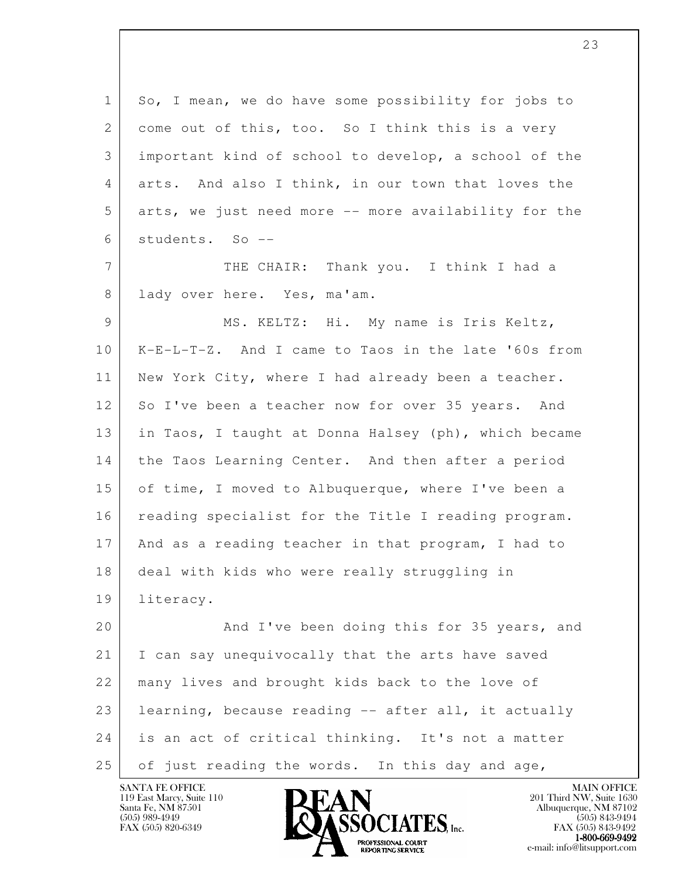So, I mean, we do have some possibility for jobs to come out of this, too. So I think this is a very important kind of school to develop, a school of the arts. And also I think, in our town that loves the arts, we just need more -- more availability for the students. So --

THE CHAIR: Thank you. I think I had a lady over here. Yes, ma'am.

MS. KELTZ: Hi. My name is Iris Keltz, K-E-L-T-Z. And I came to Taos in the late '60s from New York City, where I had already been a teacher. So I've been a teacher now for over 35 years. And in Taos, I taught at Donna Halsey (ph), which became the Taos Learning Center. And then after a period of time, I moved to Albuquerque, where I've been a reading specialist for the Title I reading program. And as a reading teacher in that program, I had to deal with kids who were really struggling in literacy.

And I've been doing this for 35 years, and I can say unequivocally that the arts have saved many lives and brought kids back to the love of learning, because reading -- after all, it actually is an act of critical thinking. It's not a matter of just reading the words. In this day and age,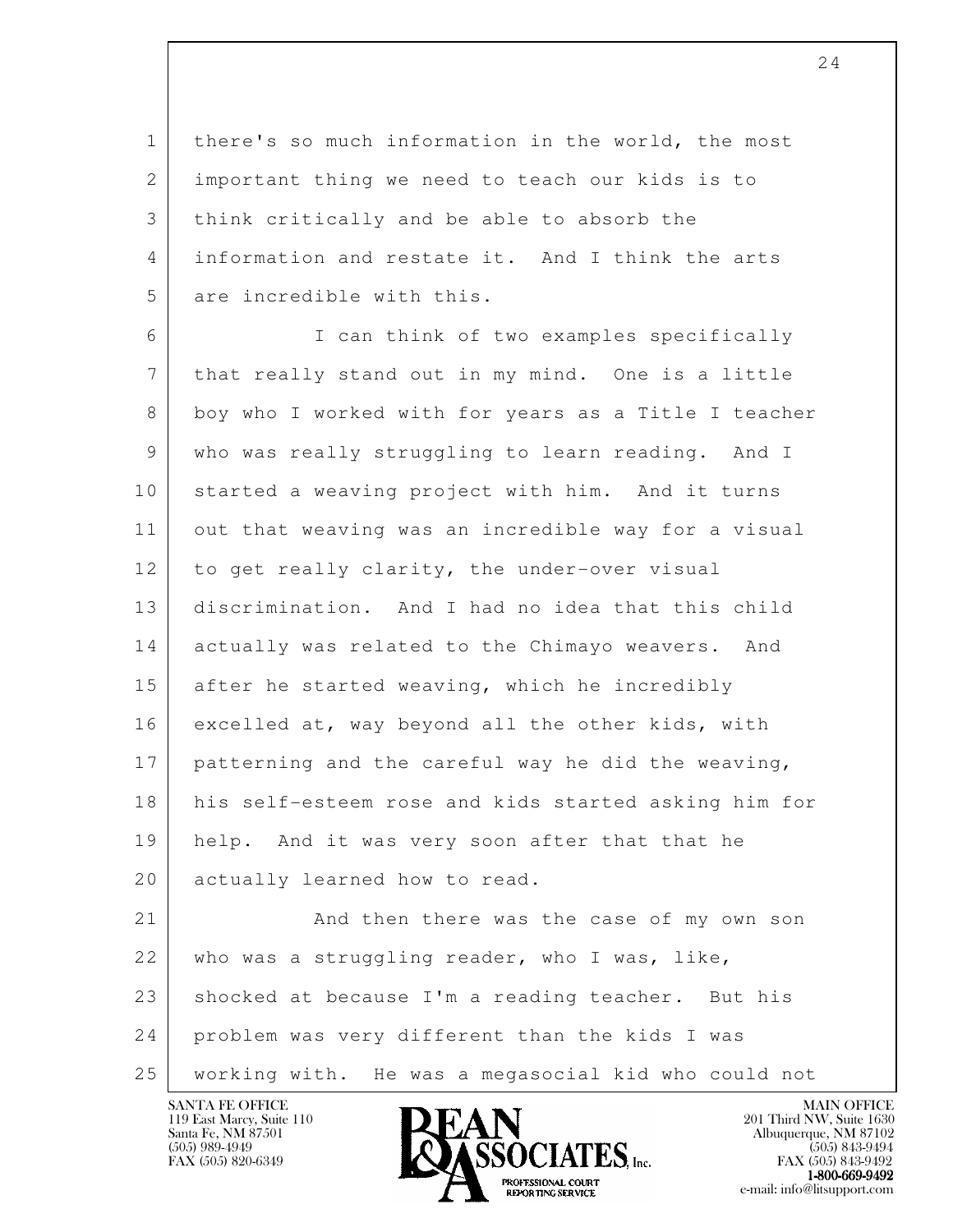there's so much information in the world, the most important thing we need to teach our kids is to think critically and be able to absorb the information and restate it. And I think the arts are incredible with this.

I can think of two examples specifically that really stand out in my mind. One is a little boy who I worked with for years as a Title I teacher who was really struggling to learn reading. And I started a weaving project with him. And it turns out that weaving was an incredible way for a visual to get really clarity, the under-over visual discrimination. And I had no idea that this child actually was related to the Chimayo weavers. And after he started weaving, which he incredibly excelled at, way beyond all the other kids, with patterning and the careful way he did the weaving, his self-esteem rose and kids started asking him for help. And it was very soon after that that he actually learned how to read.

And then there was the case of my own son who was a struggling reader, who I was, like, shocked at because I'm a reading teacher. But his problem was very different than the kids I was working with. He was a megasocial kid who could not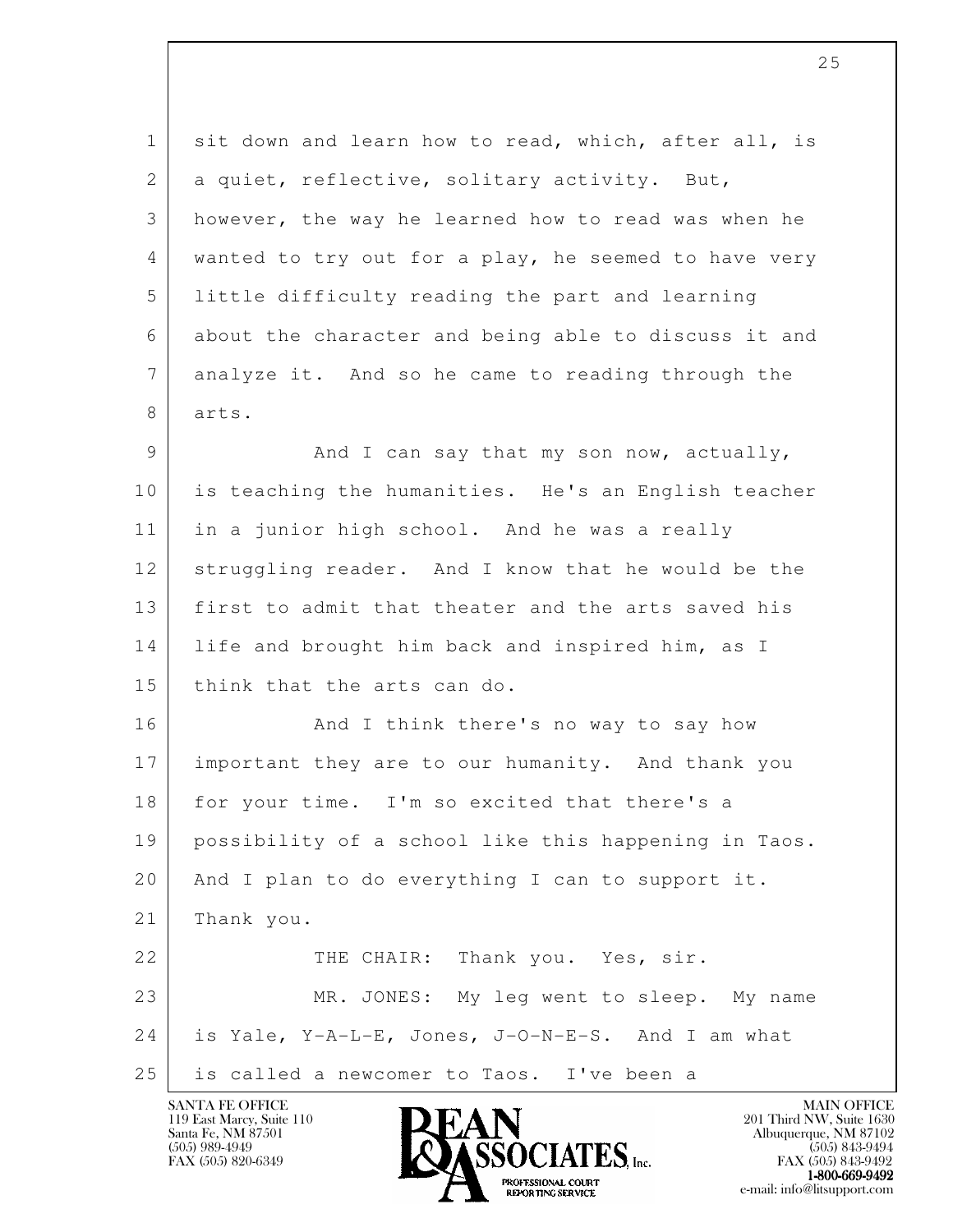sit down and learn how to read, which, after all, is a quiet, reflective, solitary activity. But, however, the way he learned how to read was when he wanted to try out for a play, he seemed to have very little difficulty reading the part and learning about the character and being able to discuss it and analyze it. And so he came to reading through the arts.

And I can say that my son now, actually, is teaching the humanities. He's an English teacher in a junior high school. And he was a really struggling reader. And I know that he would be the first to admit that theater and the arts saved his life and brought him back and inspired him, as I think that the arts can do.

And I think there's no way to say how important they are to our humanity. And thank you for your time. I'm so excited that there's a possibility of a school like this happening in Taos. And I plan to do everything I can to support it. Thank you.

THE CHAIR: Thank you. Yes, sir.

MR. JONES: My leg went to sleep. My name is Yale, Y-A-L-E, Jones, J-O-N-E-S. And I am what is called a newcomer to Taos. I've been a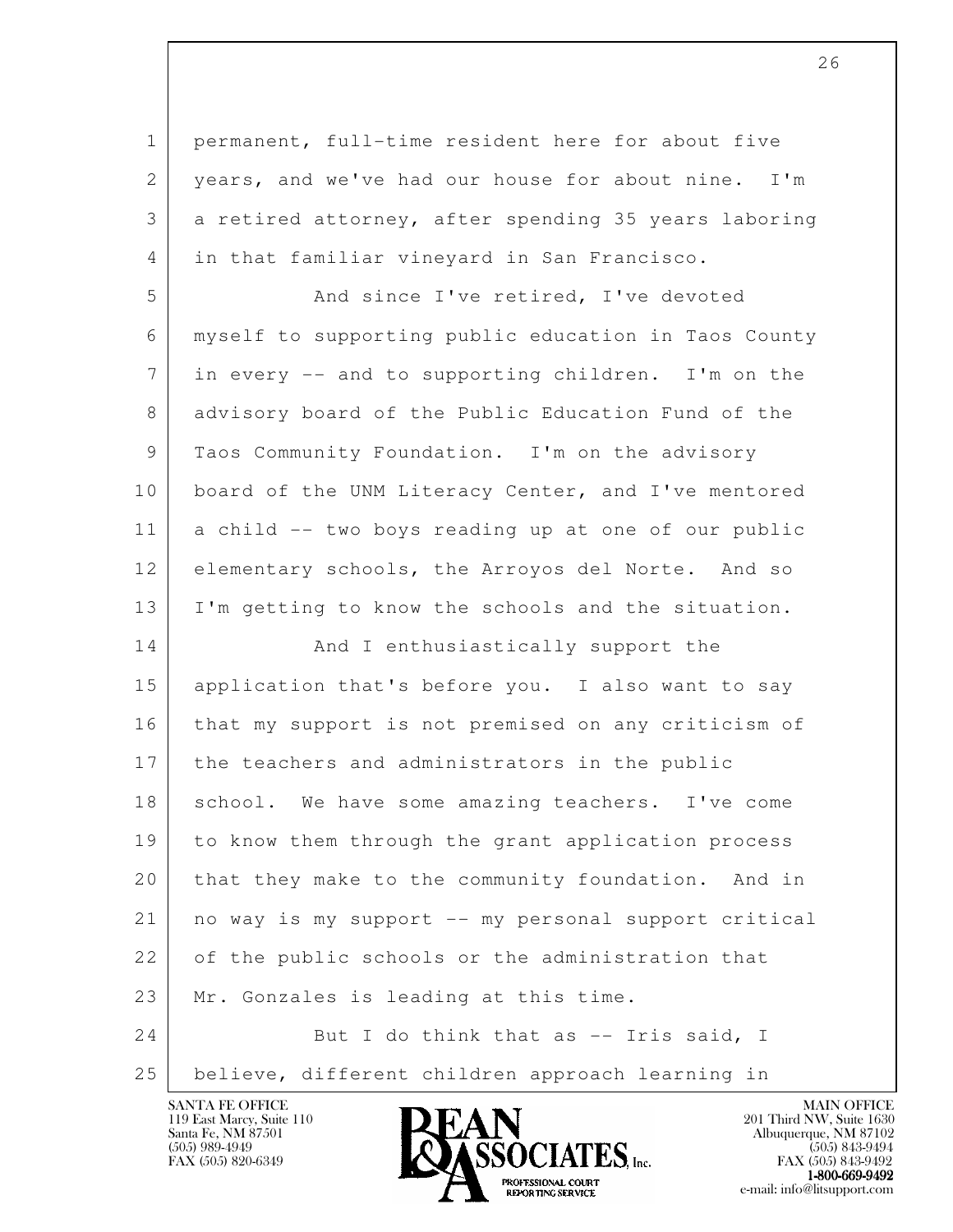permanent, full-time resident here for about five years, and we've had our house for about nine. I'm a retired attorney, after spending 35 years laboring in that familiar vineyard in San Francisco.

And since I've retired, I've devoted myself to supporting public education in Taos County in every -- and to supporting children. I'm on the advisory board of the Public Education Fund of the Taos Community Foundation. I'm on the advisory board of the UNM Literacy Center, and I've mentored a child -- two boys reading up at one of our public elementary schools, the Arroyos del Norte. And so I'm getting to know the schools and the situation.

And I enthusiastically support the application that's before you. I also want to say that my support is not premised on any criticism of the teachers and administrators in the public school. We have some amazing teachers. I've come to know them through the grant application process that they make to the community foundation. And in no way is my support -- my personal support critical of the public schools or the administration that Mr. Gonzales is leading at this time.

But I do think that as -- Iris said, I believe, different children approach learning in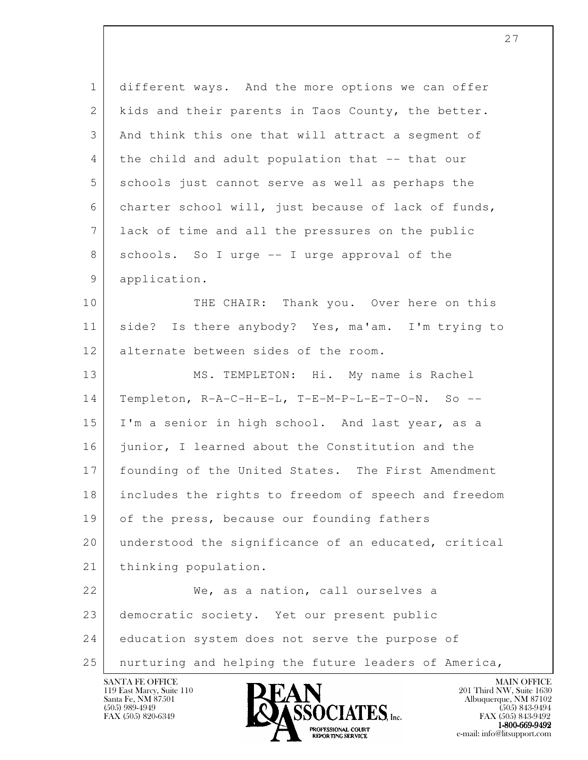different ways. And the more options we can offer kids and their parents in Taos County, the better. And think this one that will attract a segment of the child and adult population that -- that our schools just cannot serve as well as perhaps the charter school will, just because of lack of funds, lack of time and all the pressures on the public schools. So I urge -- I urge approval of the application.

THE CHAIR: Thank you. Over here on this side? Is there anybody? Yes, ma'am. I'm trying to alternate between sides of the room.

MS. TEMPLETON: Hi. My name is Rachel Templeton, R-A-C-H-E-L, T-E-M-P-L-E-T-O-N. So -- I'm a senior in high school. And last year, as a junior, I learned about the Constitution and the founding of the United States. The First Amendment includes the rights to freedom of speech and freedom of the press, because our founding fathers understood the significance of an educated, critical thinking population.

We, as a nation, call ourselves a democratic society. Yet our present public education system does not serve the purpose of nurturing and helping the future leaders of America,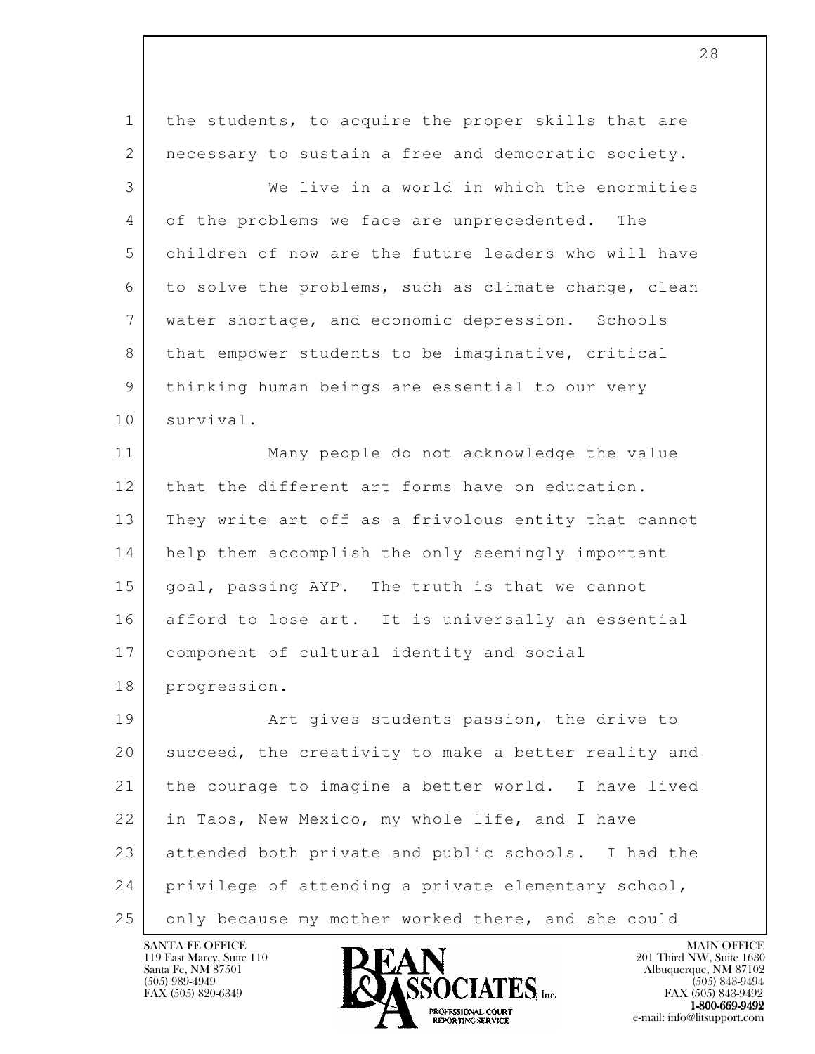the students, to acquire the proper skills that are necessary to sustain a free and democratic society.

We live in a world in which the enormities of the problems we face are unprecedented. The children of now are the future leaders who will have to solve the problems, such as climate change, clean water shortage, and economic depression. Schools that empower students to be imaginative, critical thinking human beings are essential to our very survival.

Many people do not acknowledge the value that the different art forms have on education. They write art off as a frivolous entity that cannot help them accomplish the only seemingly important goal, passing AYP. The truth is that we cannot afford to lose art. It is universally an essential component of cultural identity and social progression.

Art gives students passion, the drive to succeed, the creativity to make a better reality and the courage to imagine a better world. I have lived in Taos, New Mexico, my whole life, and I have attended both private and public schools. I had the privilege of attending a private elementary school, only because my mother worked there, and she could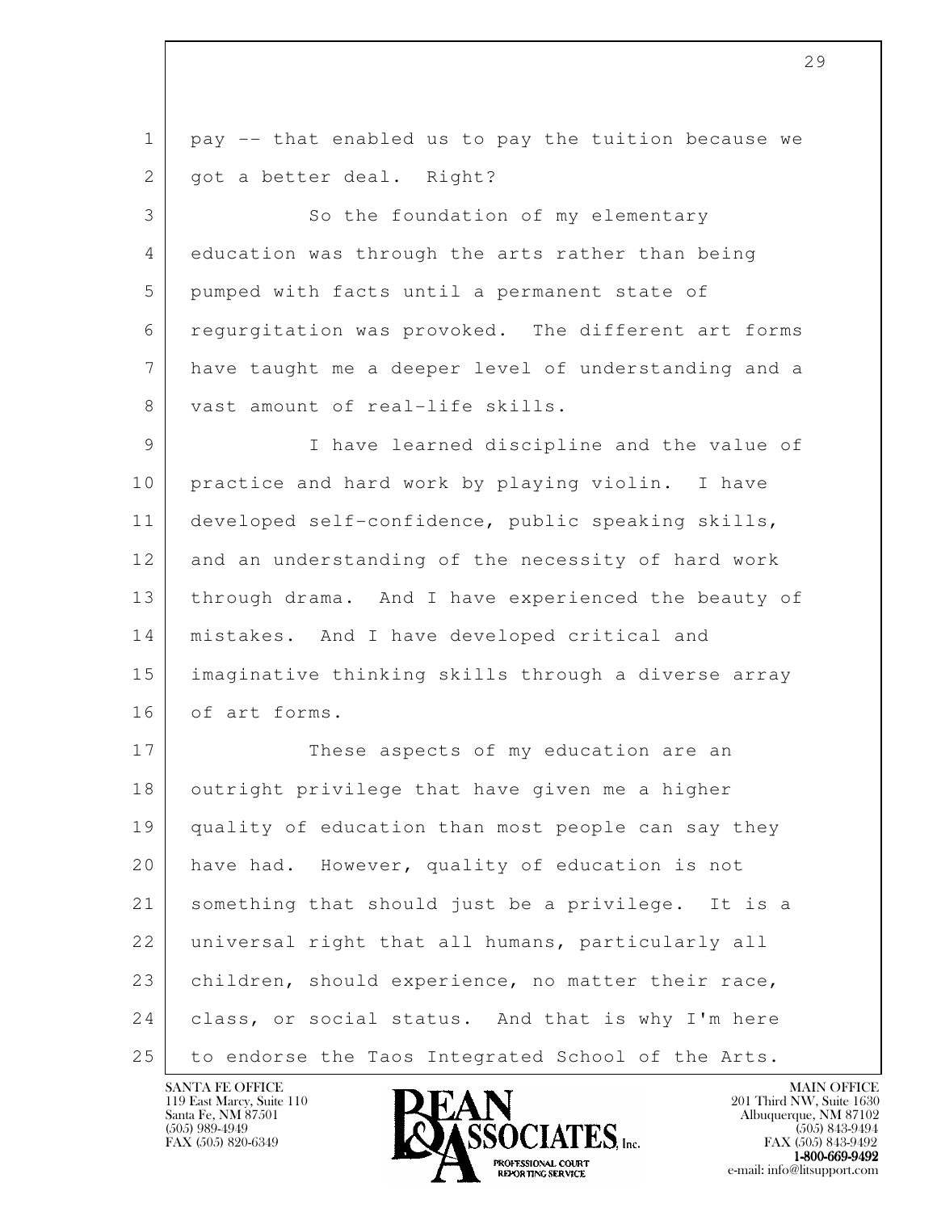pay -- that enabled us to pay the tuition because we got a better deal. Right?

So the foundation of my elementary education was through the arts rather than being pumped with facts until a permanent state of regurgitation was provoked. The different art forms have taught me a deeper level of understanding and a vast amount of real-life skills.

I have learned discipline and the value of practice and hard work by playing violin. I have developed self-confidence, public speaking skills, and an understanding of the necessity of hard work through drama. And I have experienced the beauty of mistakes. And I have developed critical and imaginative thinking skills through a diverse array of art forms.

These aspects of my education are an outright privilege that have given me a higher quality of education than most people can say they have had. However, quality of education is not something that should just be a privilege. It is a universal right that all humans, particularly all children, should experience, no matter their race, class, or social status. And that is why I'm here to endorse the Taos Integrated School of the Arts.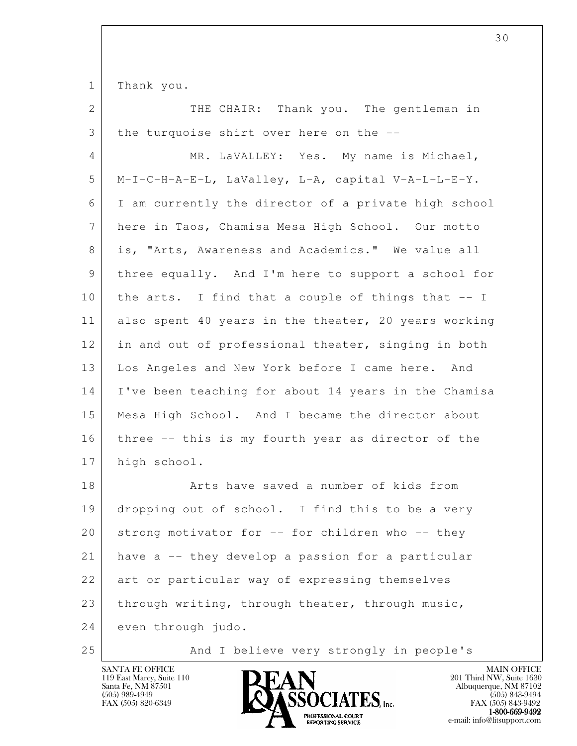Thank you.

THE CHAIR: Thank you. The gentleman in the turquoise shirt over here on the --

MR. LaVALLEY: Yes. My name is Michael, M-I-C-H-A-E-L, LaValley, L-A, capital V-A-L-L-E-Y. I am currently the director of a private high school here in Taos, Chamisa Mesa High School. Our motto is, "Arts, Awareness and Academics." We value all three equally. And I'm here to support a school for the arts. I find that a couple of things that -- I also spent 40 years in the theater, 20 years working in and out of professional theater, singing in both Los Angeles and New York before I came here. And I've been teaching for about 14 years in the Chamisa Mesa High School. And I became the director about three -- this is my fourth year as director of the high school.

Arts have saved a number of kids from dropping out of school. I find this to be a very strong motivator for -- for children who -- they have a -- they develop a passion for a particular art or particular way of expressing themselves through writing, through theater, through music, even through judo.

And I believe very strongly in people's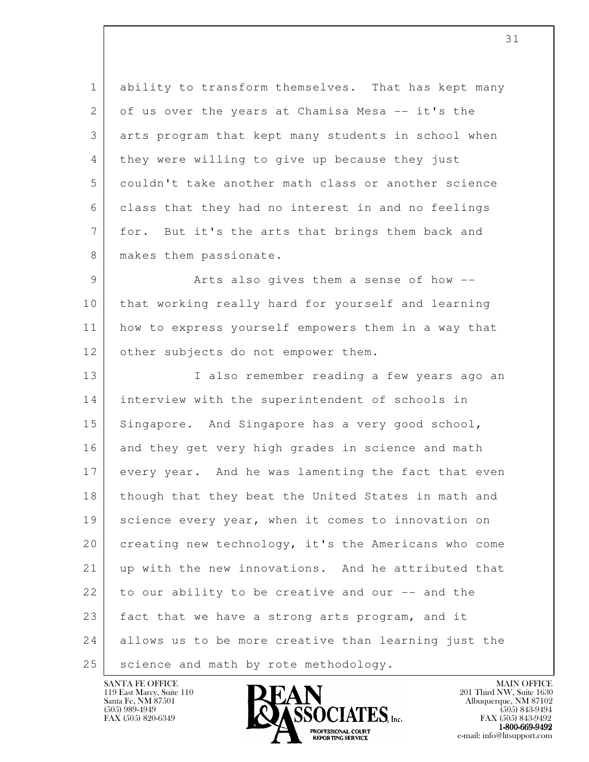ability to transform themselves. That has kept many of us over the years at Chamisa Mesa -- it's the arts program that kept many students in school when they were willing to give up because they just couldn't take another math class or another science class that they had no interest in and no feelings for. But it's the arts that brings them back and makes them passionate.

Arts also gives them a sense of how -- that working really hard for yourself and learning how to express yourself empowers them in a way that other subjects do not empower them.

I also remember reading a few years ago an interview with the superintendent of schools in Singapore. And Singapore has a very good school, and they get very high grades in science and math every year. And he was lamenting the fact that even though that they beat the United States in math and science every year, when it comes to innovation on creating new technology, it's the Americans who come up with the new innovations. And he attributed that to our ability to be creative and our -- and the fact that we have a strong arts program, and it allows us to be more creative than learning just the science and math by rote methodology.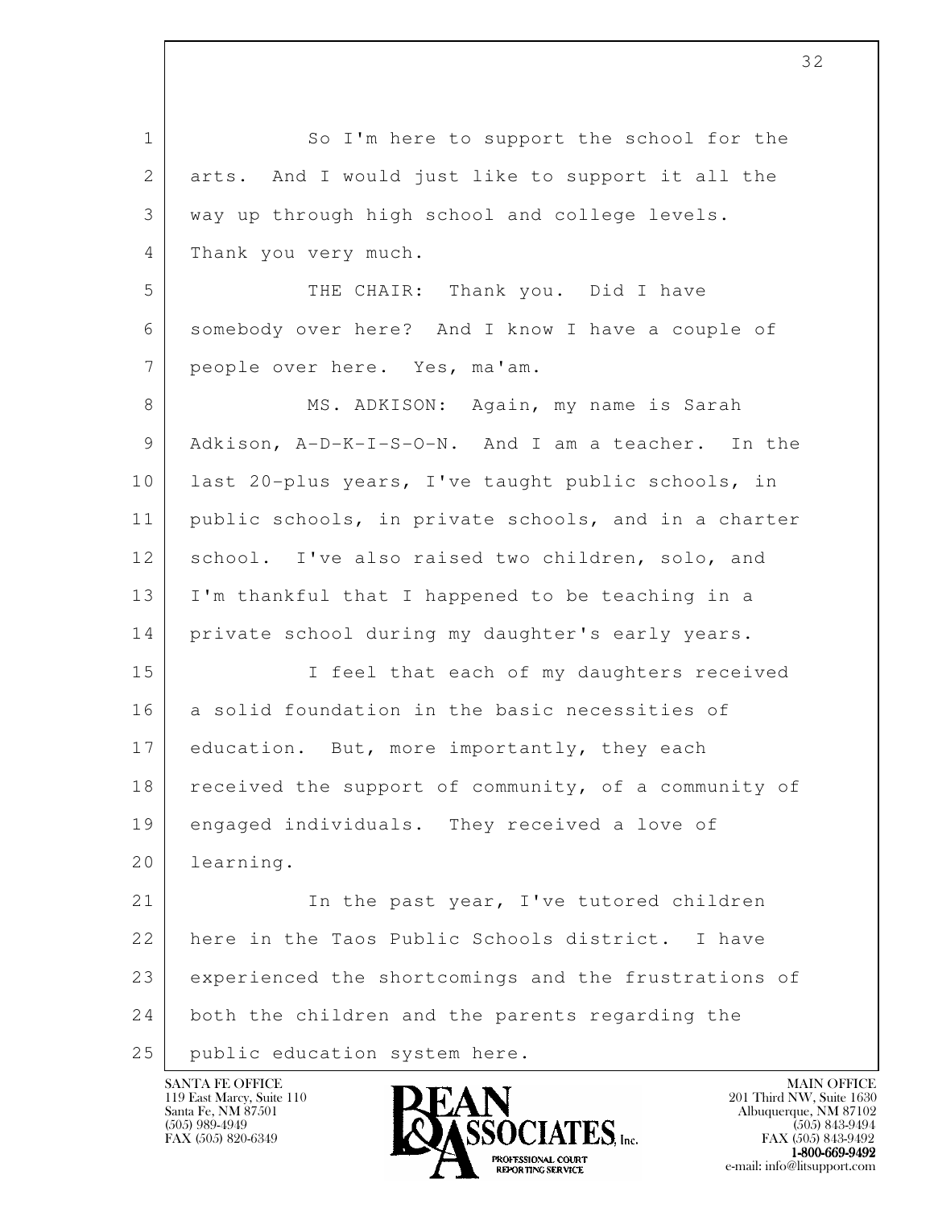So I'm here to support the school for the arts. And I would just like to support it all the way up through high school and college levels. Thank you very much.

THE CHAIR: Thank you. Did I have somebody over here? And I know I have a couple of people over here. Yes, ma'am.

MS. ADKISON: Again, my name is Sarah Adkison, A-D-K-I-S-O-N. And I am a teacher. In the last 20-plus years, I've taught public schools, in public schools, in private schools, and in a charter school. I've also raised two children, solo, and I'm thankful that I happened to be teaching in a private school during my daughter's early years.

I feel that each of my daughters received a solid foundation in the basic necessities of education. But, more importantly, they each received the support of community, of a community of engaged individuals. They received a love of learning.

In the past year, I've tutored children here in the Taos Public Schools district. I have experienced the shortcomings and the frustrations of both the children and the parents regarding the public education system here.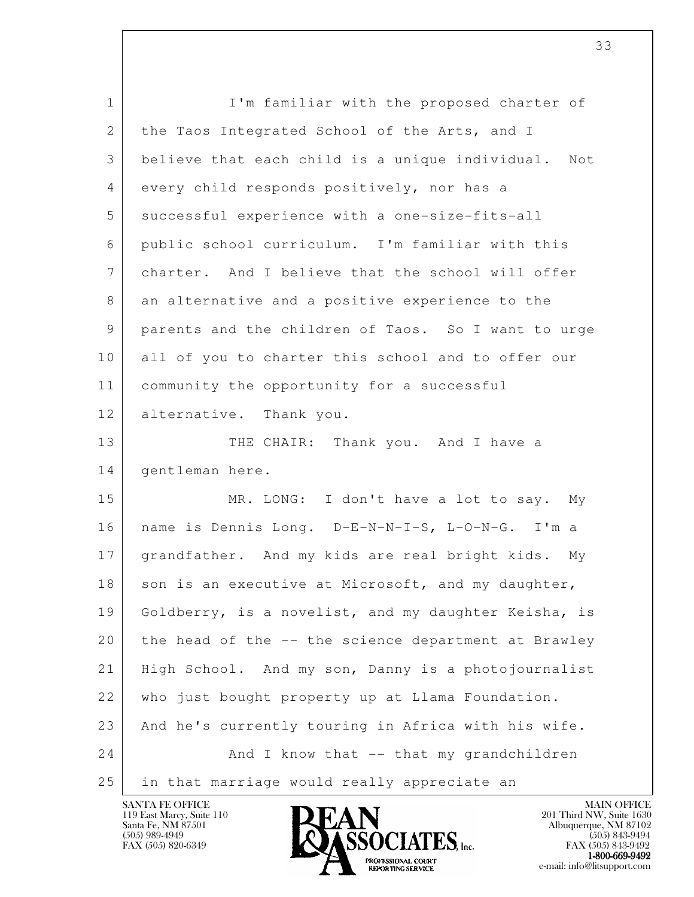I'm familiar with the proposed charter of the Taos Integrated School of the Arts, and I believe that each child is a unique individual. Not every child responds positively, nor has a successful experience with a one-size-fits-all public school curriculum. I'm familiar with this charter. And I believe that the school will offer an alternative and a positive experience to the parents and the children of Taos. So I want to urge all of you to charter this school and to offer our community the opportunity for a successful alternative. Thank you.

THE CHAIR: Thank you. And I have a gentleman here.

MR. LONG: I don't have a lot to say. My name is Dennis Long. D-E-N-N-I-S, L-O-N-G. I'm a grandfather. And my kids are real bright kids. My son is an executive at Microsoft, and my daughter, Goldberry, is a novelist, and my daughter Keisha, is the head of the -- the science department at Brawley High School. And my son, Danny is a photojournalist who just bought property up at Llama Foundation. And he's currently touring in Africa with his wife.

And I know that -- that my grandchildren in that marriage would really appreciate an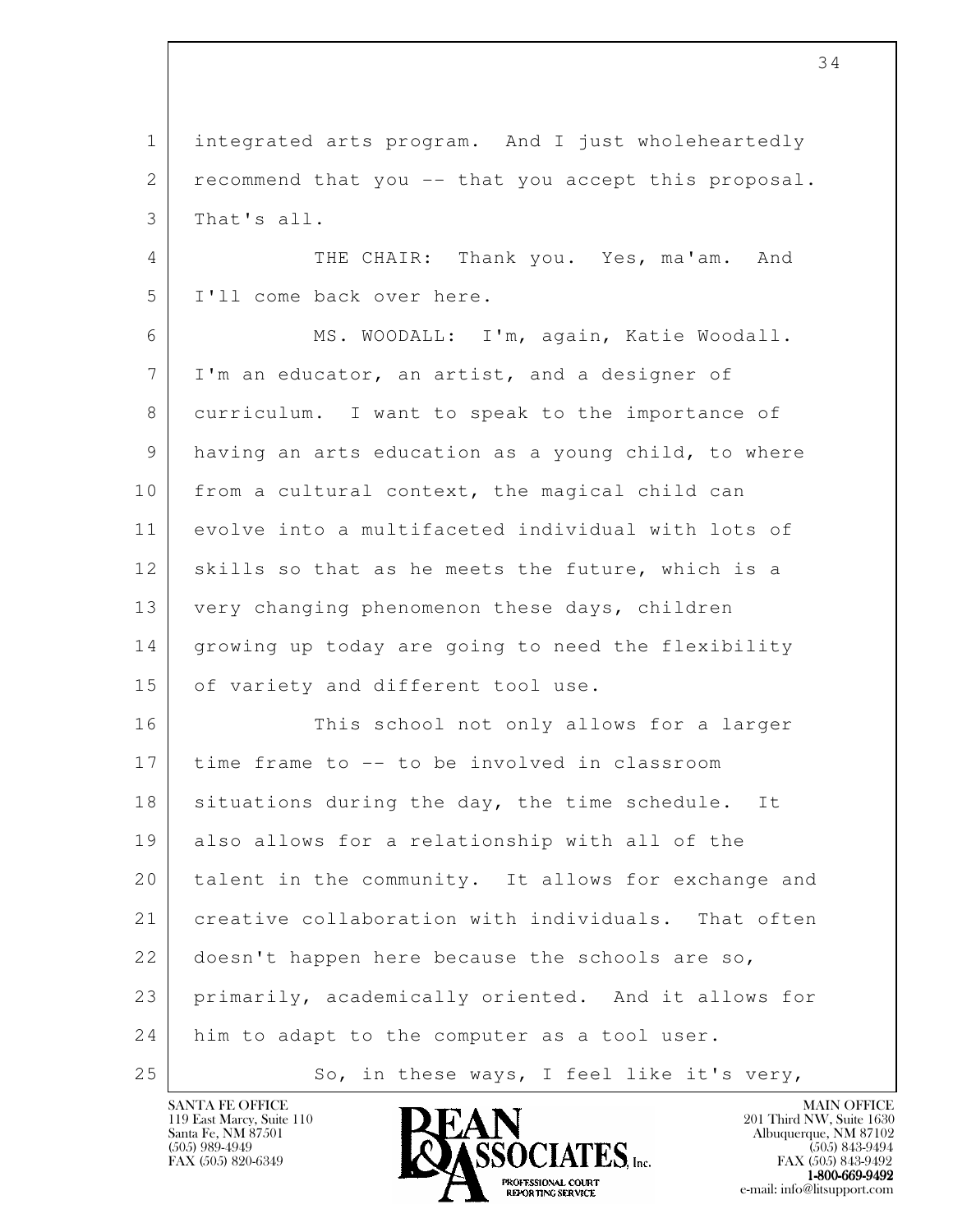integrated arts program. And I just wholeheartedly recommend that you -- that you accept this proposal. That's all.

THE CHAIR: Thank you. Yes, ma'am. And I'll come back over here.

MS. WOODALL: I'm, again, Katie Woodall. I'm an educator, an artist, and a designer of curriculum. I want to speak to the importance of having an arts education as a young child, to where from a cultural context, the magical child can evolve into a multifaceted individual with lots of skills so that as he meets the future, which is a very changing phenomenon these days, children growing up today are going to need the flexibility of variety and different tool use.

This school not only allows for a larger time frame to -- to be involved in classroom situations during the day, the time schedule. It also allows for a relationship with all of the talent in the community. It allows for exchange and creative collaboration with individuals. That often doesn't happen here because the schools are so, primarily, academically oriented. And it allows for him to adapt to the computer as a tool user.

So, in these ways, I feel like it's very,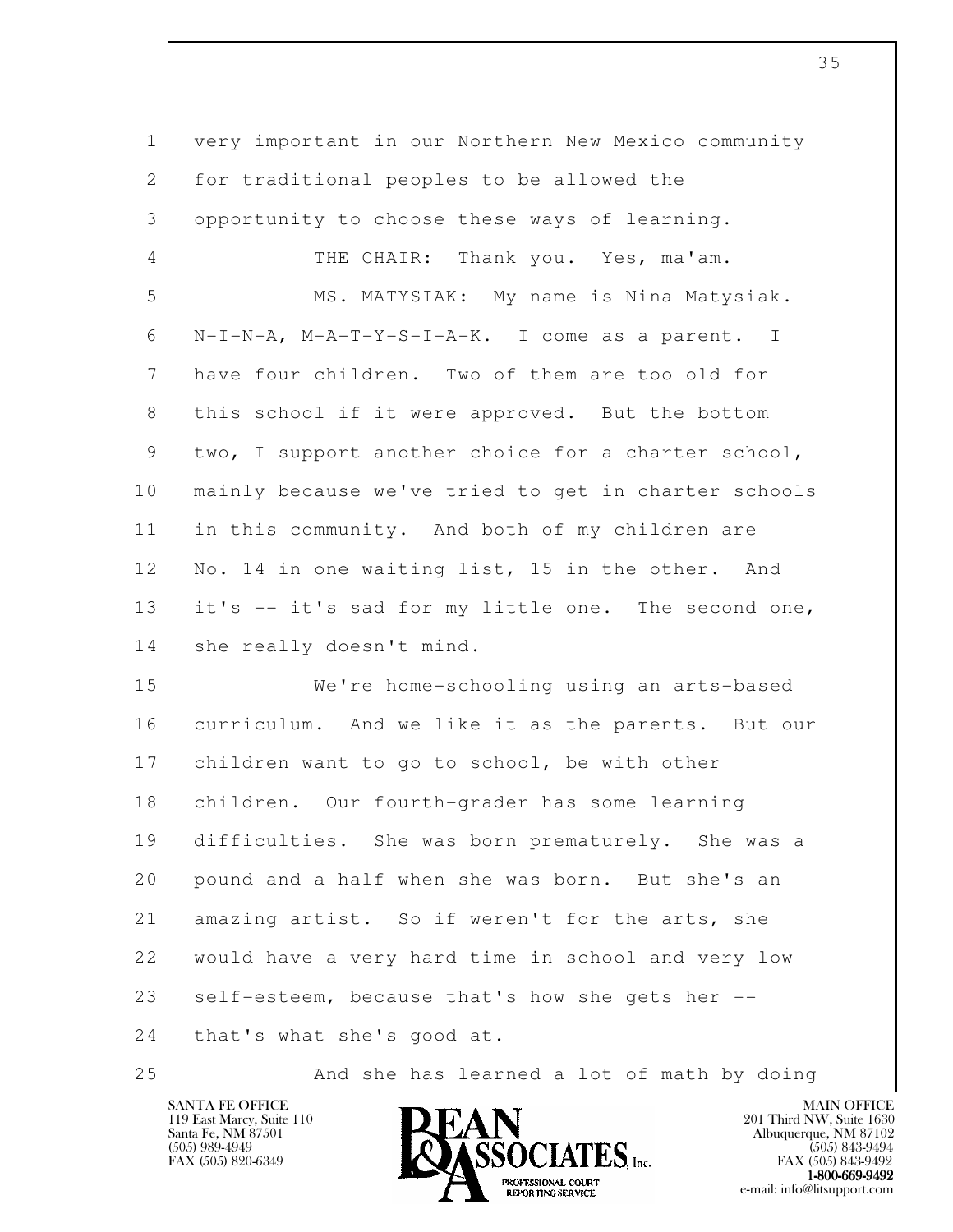very important in our Northern New Mexico community for traditional peoples to be allowed the opportunity to choose these ways of learning.

THE CHAIR: Thank you. Yes, ma'am.

MS. MATYSIAK: My name is Nina Matysiak. N-I-N-A, M-A-T-Y-S-I-A-K. I come as a parent. I have four children. Two of them are too old for this school if it were approved. But the bottom two, I support another choice for a charter school, mainly because we've tried to get in charter schools in this community. And both of my children are No. 14 in one waiting list, 15 in the other. And it's -- it's sad for my little one. The second one, she really doesn't mind.

We're home-schooling using an arts-based curriculum. And we like it as the parents. But our children want to go to school, be with other children. Our fourth-grader has some learning difficulties. She was born prematurely. She was a pound and a half when she was born. But she's an amazing artist. So if weren't for the arts, she would have a very hard time in school and very low self-esteem, because that's how she gets her -- that's what she's good at.

And she has learned a lot of math by doing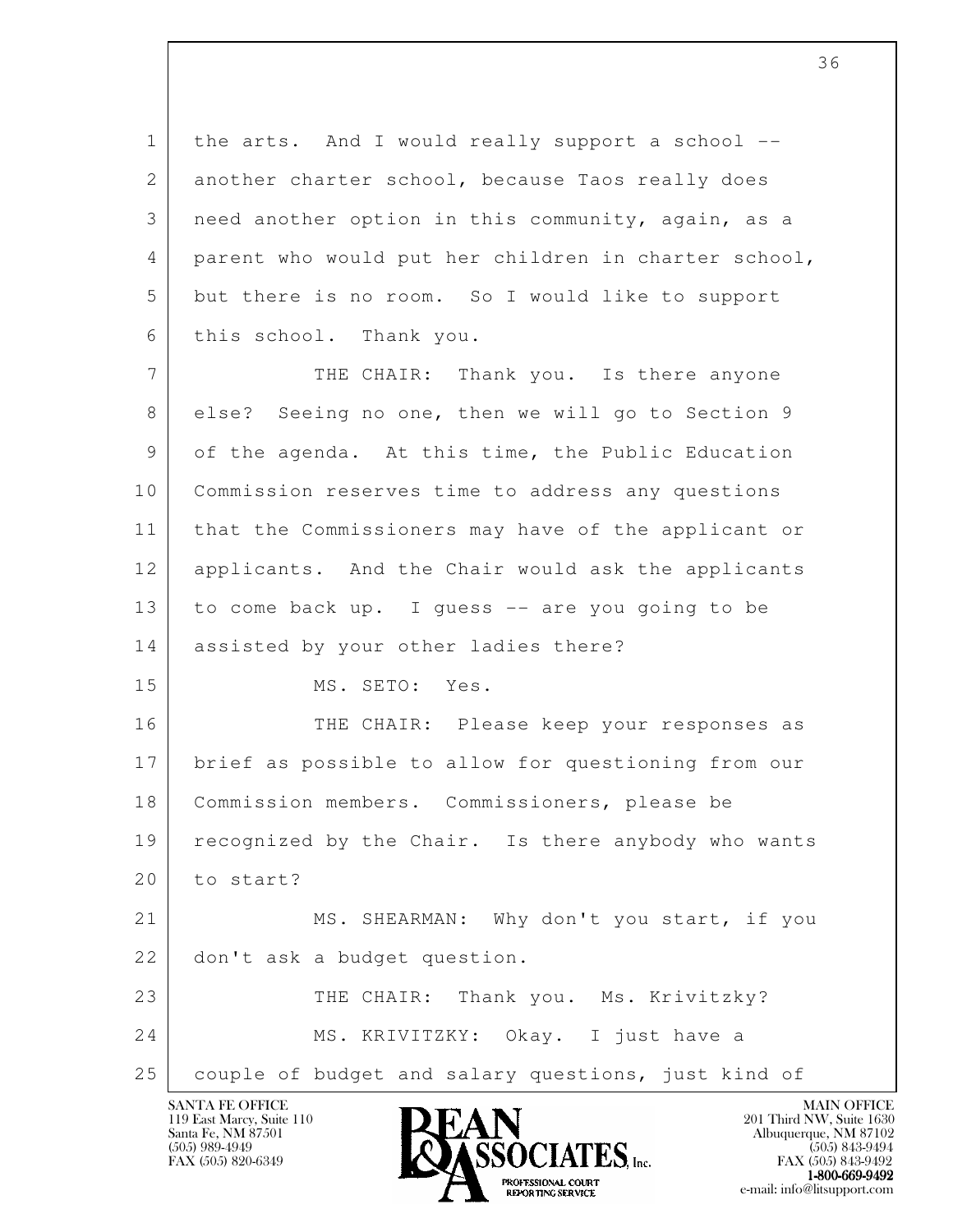the arts. And I would really support a school -- another charter school, because Taos really does need another option in this community, again, as a parent who would put her children in charter school, but there is no room. So I would like to support this school. Thank you.

THE CHAIR: Thank you. Is there anyone else? Seeing no one, then we will go to Section 9 of the agenda. At this time, the Public Education Commission reserves time to address any questions that the Commissioners may have of the applicant or applicants. And the Chair would ask the applicants to come back up. I guess -- are you going to be assisted by your other ladies there?

MS. SETO: Yes.

THE CHAIR: Please keep your responses as brief as possible to allow for questioning from our Commission members. Commissioners, please be recognized by the Chair. Is there anybody who wants to start?

MS. SHEARMAN: Why don't you start, if you don't ask a budget question.

THE CHAIR: Thank you. Ms. Krivitzky?

MS. KRIVITZKY: Okay. I just have a couple of budget and salary questions, just kind of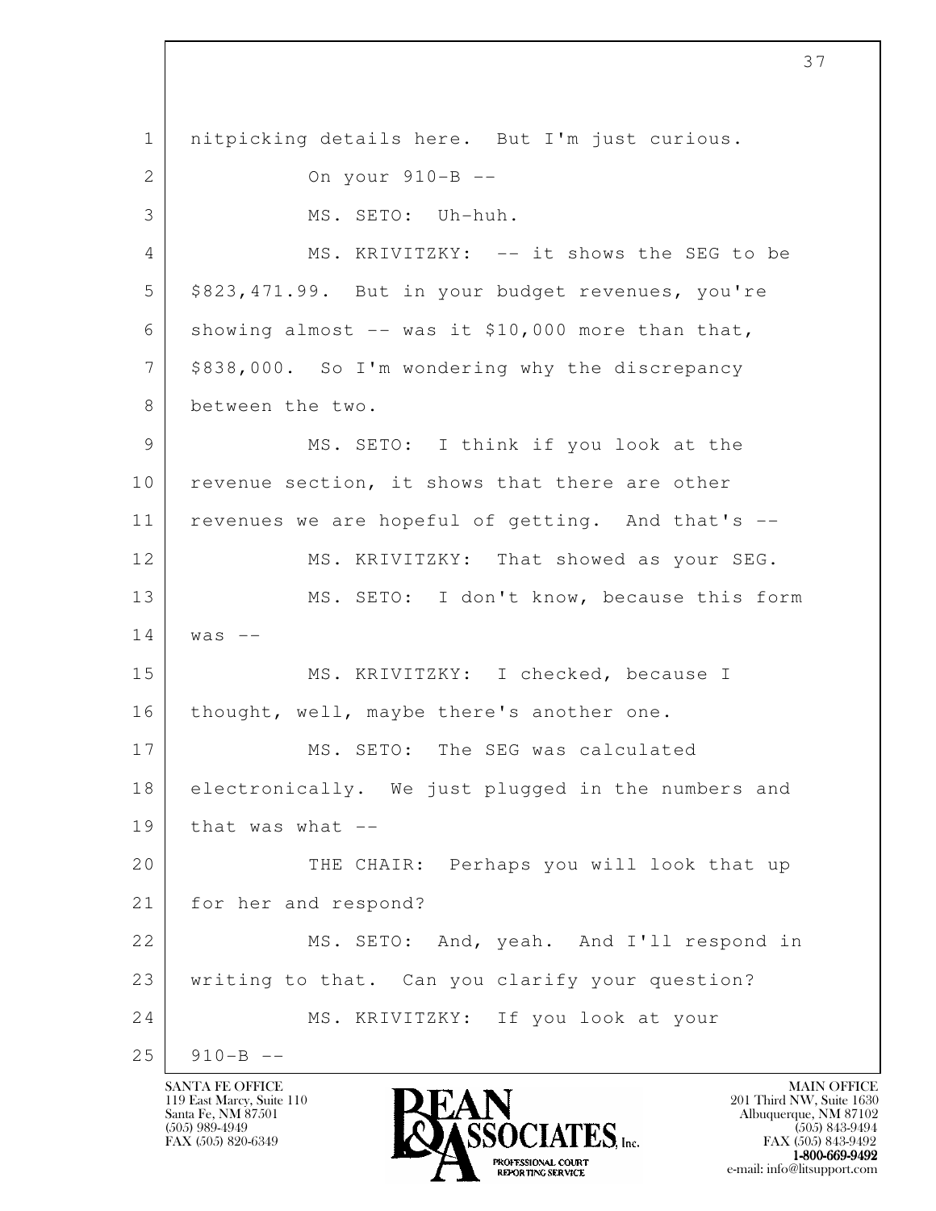nitpicking details here. But I'm just curious.

On your 910-B --

MS. SETO: Uh-huh.

MS. KRIVITZKY: -- it shows the SEG to be $823,471.99. But in your budget revenues, you're showing almost -- was it $10,000 more than that, $838,000. So I'm wondering why the discrepancy between the two.

MS. SETO: I think if you look at the revenue section, it shows that there are other revenues we are hopeful of getting. And that's --

MS. KRIVITZKY: That showed as your SEG.

MS. SETO: I don't know, because this form was --

MS. KRIVITZKY: I checked, because I thought, well, maybe there's another one.

MS. SETO: The SEG was calculated electronically. We just plugged in the numbers and that was what --

THE CHAIR: Perhaps you will look that up for her and respond?

MS. SETO: And, yeah. And I'll respond in writing to that. Can you clarify your question?

MS. KRIVITZKY: If you look at your 910-B --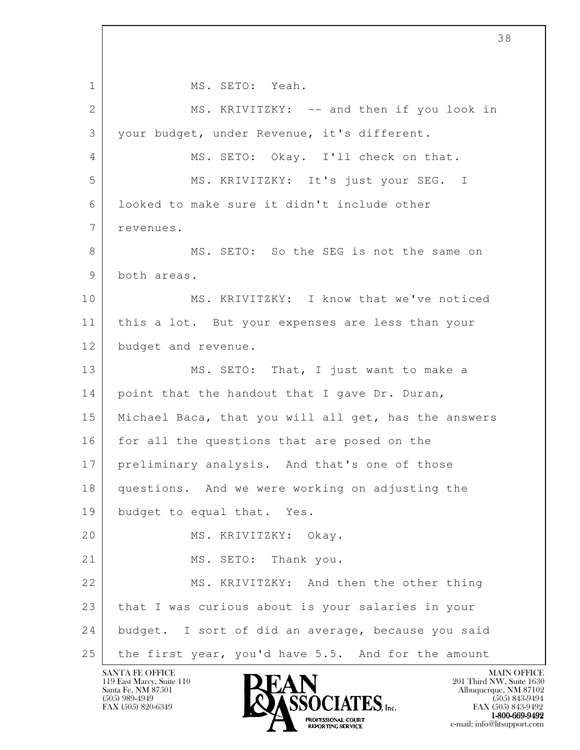MS. SETO: Yeah.

MS. KRIVITZKY: -- and then if you look in your budget, under Revenue, it's different.

MS. SETO: Okay. I'll check on that.

MS. KRIVITZKY: It's just your SEG. I looked to make sure it didn't include other revenues.

MS. SETO: So the SEG is not the same on both areas.

MS. KRIVITZKY: I know that we've noticed this a lot. But your expenses are less than your budget and revenue.

MS. SETO: That, I just want to make a point that the handout that I gave Dr. Duran, Michael Baca, that you will all get, has the answers for all the questions that are posed on the preliminary analysis. And that's one of those questions. And we were working on adjusting the budget to equal that. Yes.

MS. KRIVITZKY: Okay.

MS. SETO: Thank you.

MS. KRIVITZKY: And then the other thing that I was curious about is your salaries in your budget. I sort of did an average, because you said the first year, you'd have 5.5. And for the amount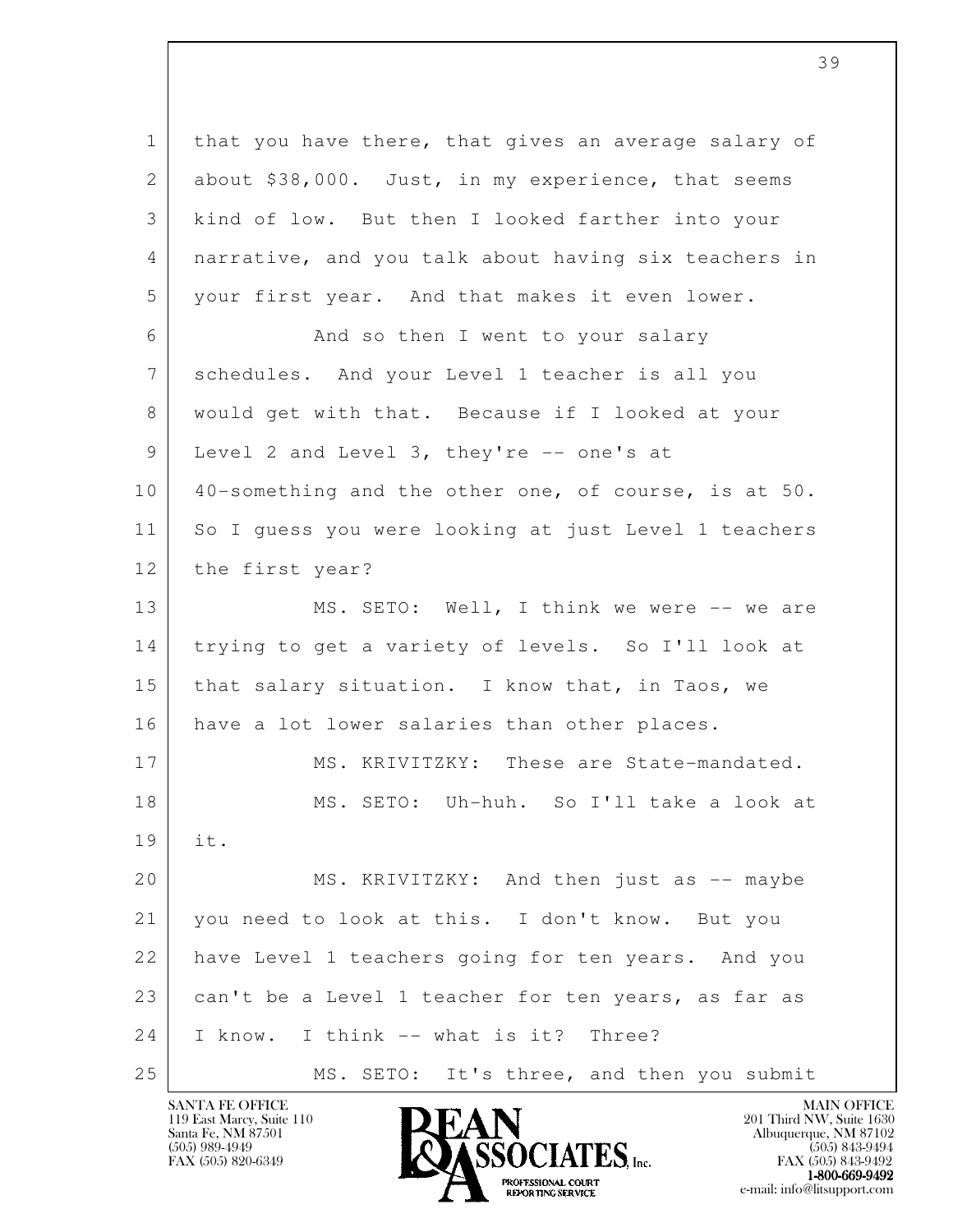that you have there, that gives an average salary of about $38,000. Just, in my experience, that seems kind of low. But then I looked farther into your narrative, and you talk about having six teachers in your first year. And that makes it even lower.

And so then I went to your salary schedules. And your Level 1 teacher is all you would get with that. Because if I looked at your Level 2 and Level 3, they're -- one's at 40-something and the other one, of course, is at 50. So I guess you were looking at just Level 1 teachers the first year?

MS. SETO: Well, I think we were -- we are trying to get a variety of levels. So I'll look at that salary situation. I know that, in Taos, we have a lot lower salaries than other places.

MS. KRIVITZKY: These are State-mandated.

MS. SETO: Uh-huh. So I'll take a look at it.

MS. KRIVITZKY: And then just as -- maybe you need to look at this. I don't know. But you have Level 1 teachers going for ten years. And you can't be a Level 1 teacher for ten years, as far as I know. I think -- what is it? Three?

MS. SETO: It's three, and then you submit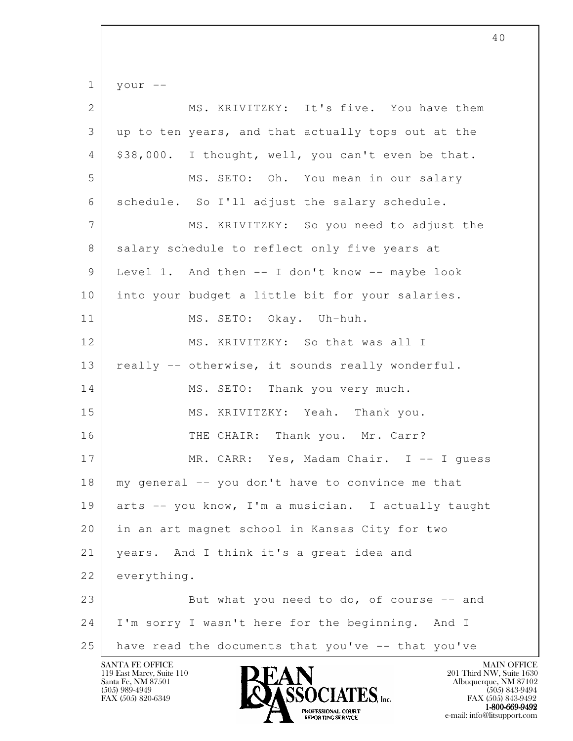your --

MS. KRIVITZKY: It's five. You have them up to ten years, and that actually tops out at the $38,000. I thought, well, you can't even be that.

MS. SETO: Oh. You mean in our salary schedule. So I'll adjust the salary schedule.

MS. KRIVITZKY: So you need to adjust the salary schedule to reflect only five years at Level 1. And then -- I don't know -- maybe look into your budget a little bit for your salaries.

MS. SETO: Okay. Uh-huh.

MS. KRIVITZKY: So that was all I really -- otherwise, it sounds really wonderful.

MS. SETO: Thank you very much.

MS. KRIVITZKY: Yeah. Thank you.

THE CHAIR: Thank you. Mr. Carr?

MR. CARR: Yes, Madam Chair. I -- I guess my general -- you don't have to convince me that arts -- you know, I'm a musician. I actually taught in an art magnet school in Kansas City for two years. And I think it's a great idea and everything.

But what you need to do, of course -- and I'm sorry I wasn't here for the beginning. And I have read the documents that you've -- that you've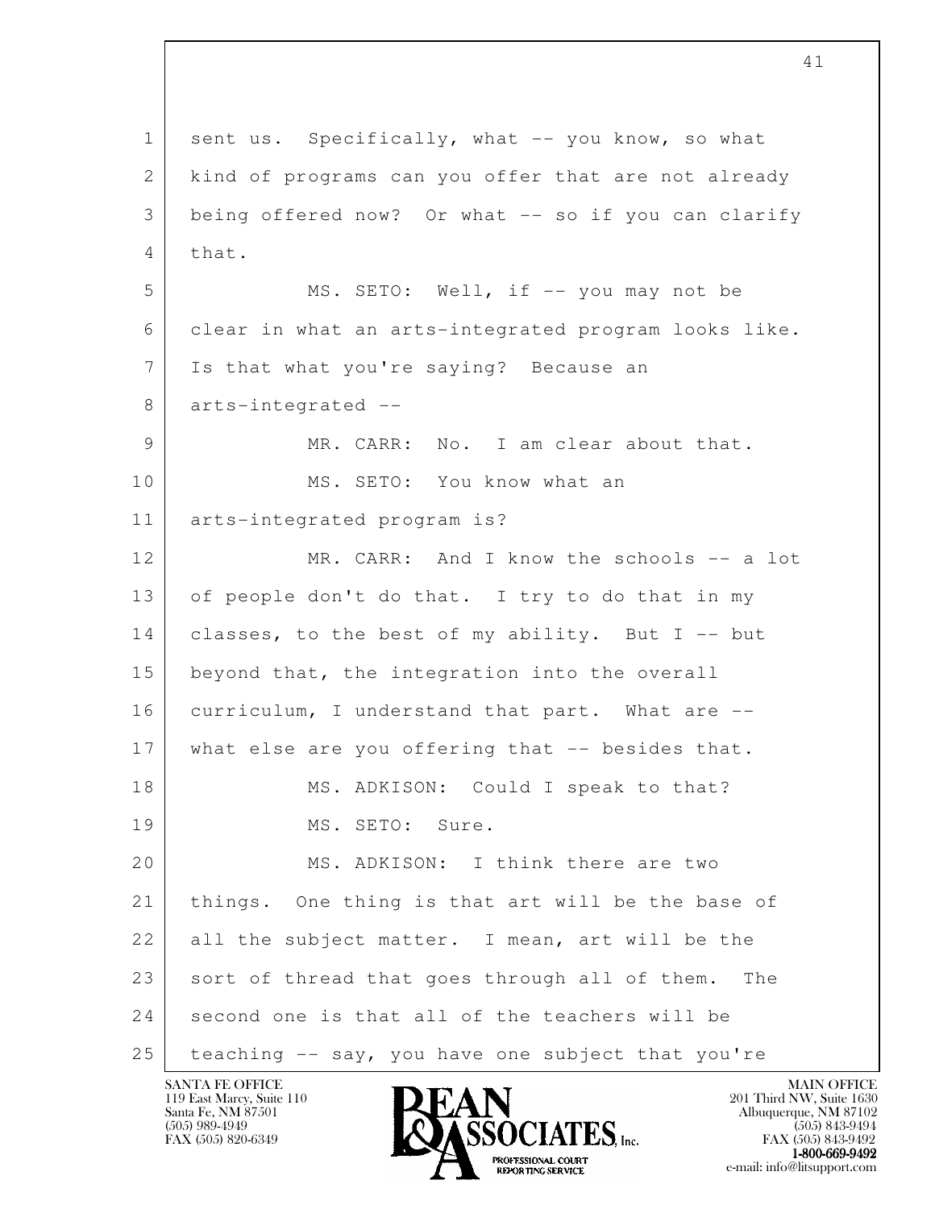sent us. Specifically, what -- you know, so what kind of programs can you offer that are not already being offered now? Or what -- so if you can clarify that.

MS. SETO: Well, if -- you may not be clear in what an arts-integrated program looks like. Is that what you're saying? Because an arts-integrated --

MR. CARR: No. I am clear about that.

MS. SETO: You know what an arts-integrated program is?

MR. CARR: And I know the schools -- a lot of people don't do that. I try to do that in my classes, to the best of my ability. But I -- but beyond that, the integration into the overall curriculum, I understand that part. What are -- what else are you offering that -- besides that.

MS. ADKISON: Could I speak to that?

MS. SETO: Sure.

MS. ADKISON: I think there are two things. One thing is that art will be the base of all the subject matter. I mean, art will be the sort of thread that goes through all of them. The second one is that all of the teachers will be teaching -- say, you have one subject that you're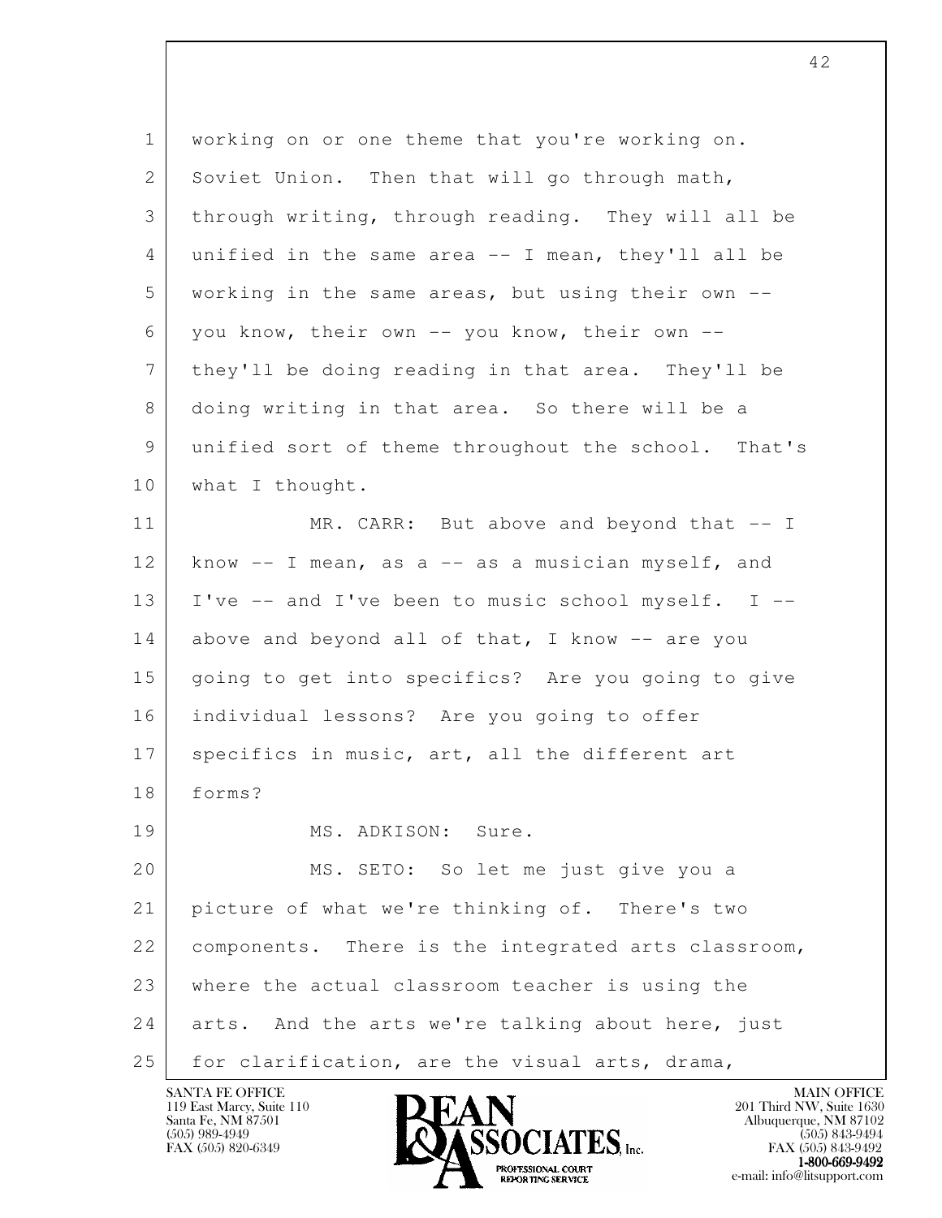working on or one theme that you're working on. Soviet Union. Then that will go through math, through writing, through reading. They will all be unified in the same area -- I mean, they'll all be working in the same areas, but using their own -- you know, their own -- you know, their own -- they'll be doing reading in that area. They'll be doing writing in that area. So there will be a unified sort of theme throughout the school. That's what I thought.

MR. CARR: But above and beyond that -- I know -- I mean, as a -- as a musician myself, and I've -- and I've been to music school myself. I -- above and beyond all of that, I know -- are you going to get into specifics? Are you going to give individual lessons? Are you going to offer specifics in music, art, all the different art forms?

MS. ADKISON: Sure.

MS. SETO: So let me just give you a picture of what we're thinking of. There's two components. There is the integrated arts classroom, where the actual classroom teacher is using the arts. And the arts we're talking about here, just for clarification, are the visual arts, drama,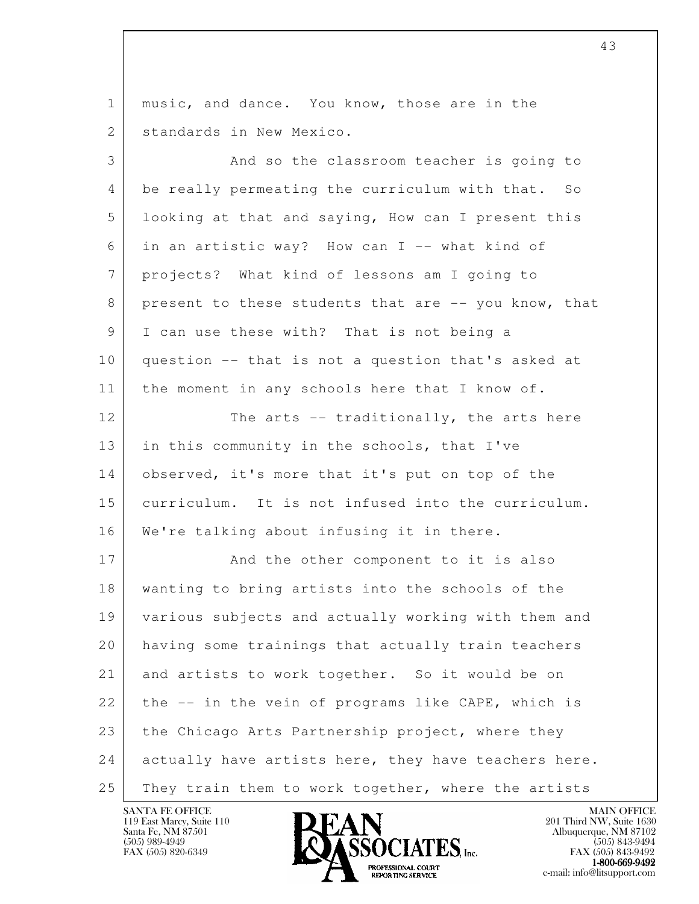music, and dance. You know, those are in the standards in New Mexico.

And so the classroom teacher is going to be really permeating the curriculum with that. So looking at that and saying, How can I present this in an artistic way? How can I -- what kind of projects? What kind of lessons am I going to present to these students that are -- you know, that I can use these with? That is not being a question -- that is not a question that's asked at the moment in any schools here that I know of.

The arts -- traditionally, the arts here in this community in the schools, that I've observed, it's more that it's put on top of the curriculum. It is not infused into the curriculum. We're talking about infusing it in there.

And the other component to it is also wanting to bring artists into the schools of the various subjects and actually working with them and having some trainings that actually train teachers and artists to work together. So it would be on the -- in the vein of programs like CAPE, which is the Chicago Arts Partnership project, where they actually have artists here, they have teachers here. They train them to work together, where the artists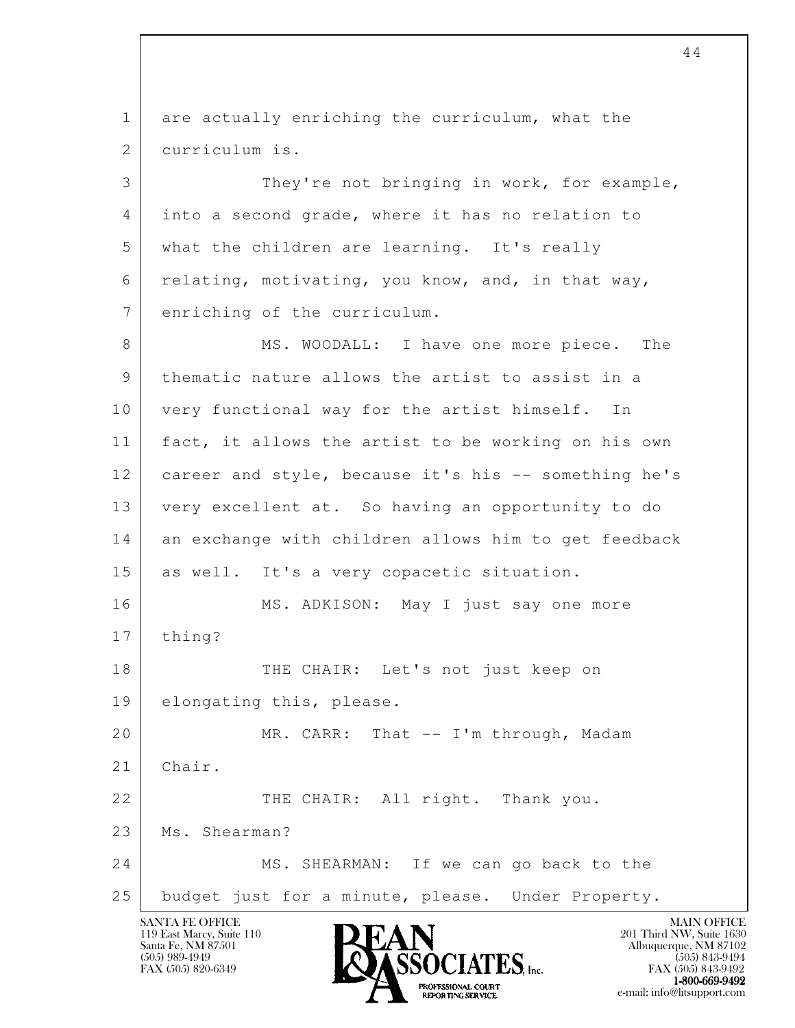are actually enriching the curriculum, what the curriculum is.

They're not bringing in work, for example, into a second grade, where it has no relation to what the children are learning. It's really relating, motivating, you know, and, in that way, enriching of the curriculum.

MS. WOODALL: I have one more piece. The thematic nature allows the artist to assist in a very functional way for the artist himself. In fact, it allows the artist to be working on his own career and style, because it's his -- something he's very excellent at. So having an opportunity to do an exchange with children allows him to get feedback as well. It's a very copacetic situation.

MS. ADKISON: May I just say one more thing?

THE CHAIR: Let's not just keep on elongating this, please.

MR. CARR: That -- I'm through, Madam Chair.

THE CHAIR: All right. Thank you. Ms. Shearman?

MS. SHEARMAN: If we can go back to the budget just for a minute, please. Under Property.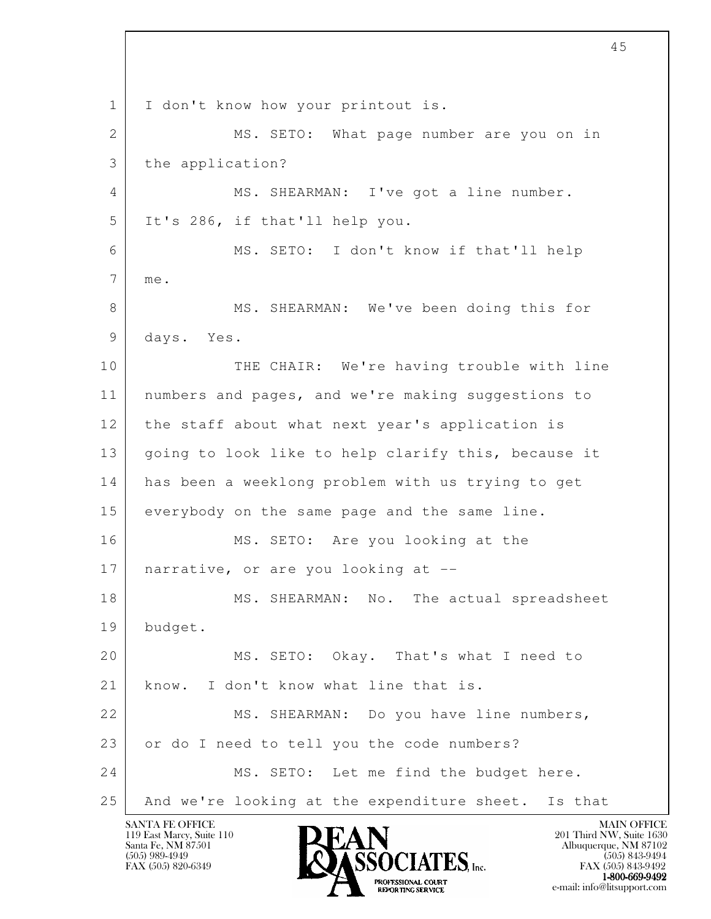I don't know how your printout is.

MS. SETO: What page number are you on in the application?

MS. SHEARMAN: I've got a line number. It's 286, if that'll help you.

MS. SETO: I don't know if that'll help me.

MS. SHEARMAN: We've been doing this for days. Yes.

THE CHAIR: We're having trouble with line numbers and pages, and we're making suggestions to the staff about what next year's application is going to look like to help clarify this, because it has been a weeklong problem with us trying to get everybody on the same page and the same line.

MS. SETO: Are you looking at the narrative, or are you looking at --

MS. SHEARMAN: No. The actual spreadsheet budget.

MS. SETO: Okay. That's what I need to know. I don't know what line that is.

MS. SHEARMAN: Do you have line numbers, or do I need to tell you the code numbers?

MS. SETO: Let me find the budget here. And we're looking at the expenditure sheet. Is that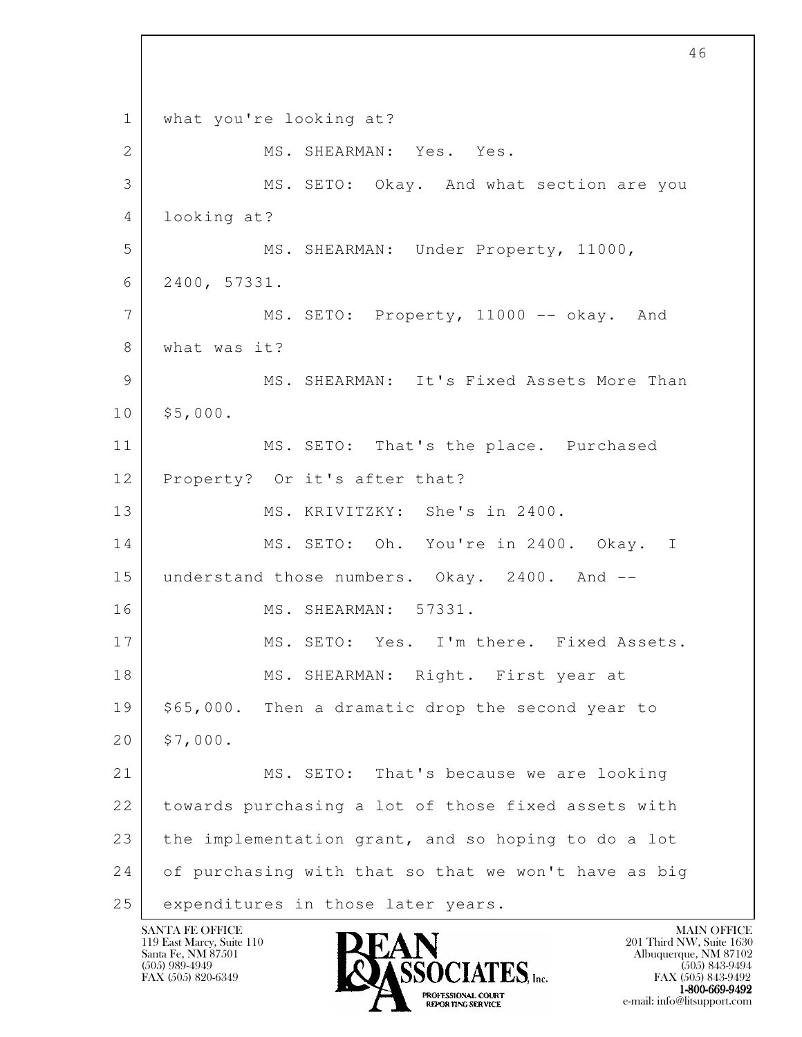what you're looking at?

MS. SHEARMAN: Yes. Yes.

MS. SETO: Okay. And what section are you looking at?

MS. SHEARMAN: Under Property, 11000, 2400, 57331.

MS. SETO: Property, 11000 -- okay. And what was it?

MS. SHEARMAN: It's Fixed Assets More Than $5,000.

MS. SETO: That's the place. Purchased Property? Or it's after that?

MS. KRIVITZKY: She's in 2400.

MS. SETO: Oh. You're in 2400. Okay. I understand those numbers. Okay. 2400. And --

MS. SHEARMAN: 57331.

MS. SETO: Yes. I'm there. Fixed Assets.

MS. SHEARMAN: Right. First year at $65,000. Then a dramatic drop the second year to $7,000.

MS. SETO: That's because we are looking towards purchasing a lot of those fixed assets with the implementation grant, and so hoping to do a lot of purchasing with that so that we won't have as big expenditures in those later years.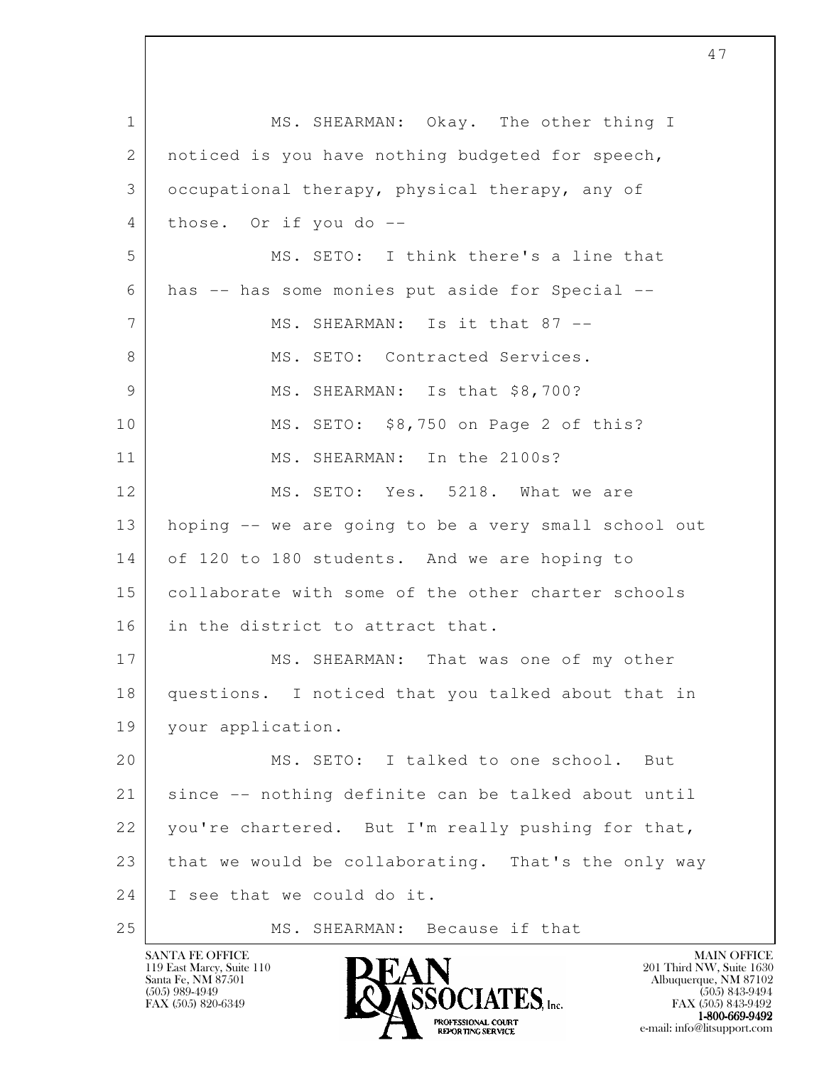MS. SHEARMAN: Okay. The other thing I noticed is you have nothing budgeted for speech, occupational therapy, physical therapy, any of those. Or if you do --

MS. SETO: I think there's a line that has -- has some monies put aside for Special --

MS. SHEARMAN: Is it that 87 --

MS. SETO: Contracted Services.

MS. SHEARMAN: Is that $8,700?

MS. SETO: $8,750 on Page 2 of this?

MS. SHEARMAN: In the 2100s?

MS. SETO: Yes. 5218. What we are hoping -- we are going to be a very small school out of 120 to 180 students. And we are hoping to collaborate with some of the other charter schools in the district to attract that.

MS. SHEARMAN: That was one of my other questions. I noticed that you talked about that in your application.

MS. SETO: I talked to one school. But since -- nothing definite can be talked about until you're chartered. But I'm really pushing for that, that we would be collaborating. That's the only way I see that we could do it.

MS. SHEARMAN: Because if that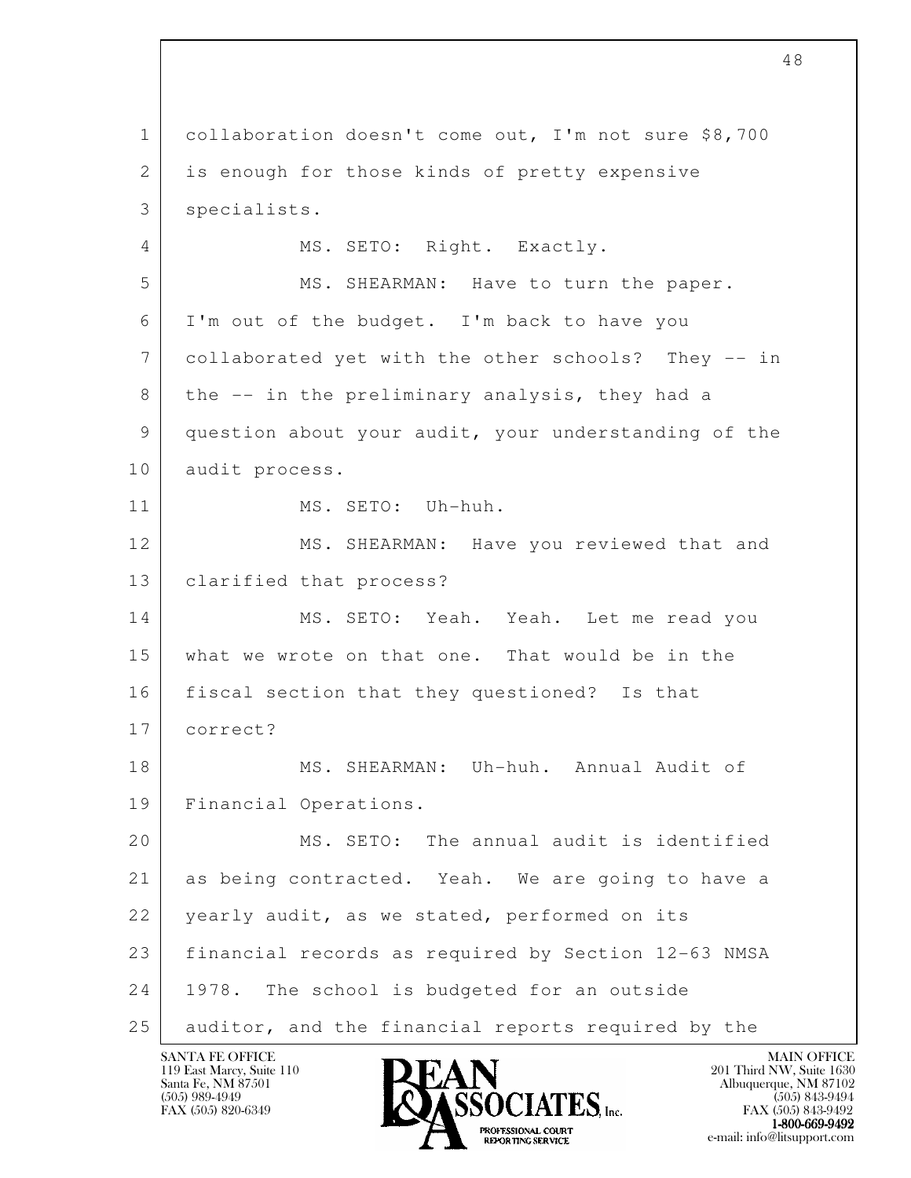collaboration doesn't come out, I'm not sure $8,700 is enough for those kinds of pretty expensive specialists.

MS. SETO: Right. Exactly.

MS. SHEARMAN: Have to turn the paper. I'm out of the budget. I'm back to have you collaborated yet with the other schools? They -- in the -- in the preliminary analysis, they had a question about your audit, your understanding of the audit process.

MS. SETO: Uh-huh.

MS. SHEARMAN: Have you reviewed that and clarified that process?

MS. SETO: Yeah. Yeah. Let me read you what we wrote on that one. That would be in the fiscal section that they questioned? Is that correct?

MS. SHEARMAN: Uh-huh. Annual Audit of Financial Operations.

MS. SETO: The annual audit is identified as being contracted. Yeah. We are going to have a yearly audit, as we stated, performed on its financial records as required by Section 12-63 NMSA 1978. The school is budgeted for an outside auditor, and the financial reports required by the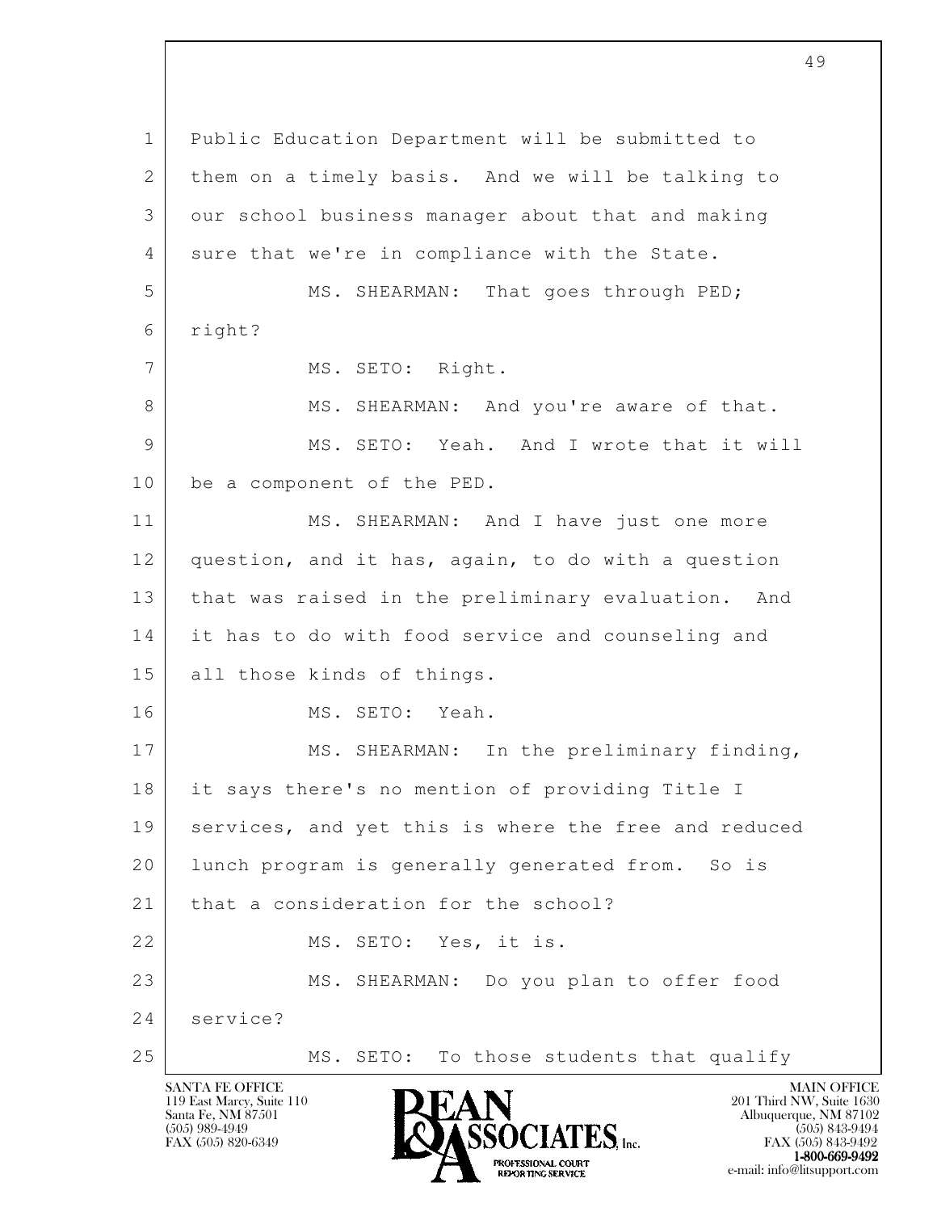Public Education Department will be submitted to them on a timely basis. And we will be talking to our school business manager about that and making sure that we're in compliance with the State.

MS. SHEARMAN: That goes through PED; right?

MS. SETO: Right.

MS. SHEARMAN: And you're aware of that.

MS. SETO: Yeah. And I wrote that it will be a component of the PED.

MS. SHEARMAN: And I have just one more question, and it has, again, to do with a question that was raised in the preliminary evaluation. And it has to do with food service and counseling and all those kinds of things.

MS. SETO: Yeah.

MS. SHEARMAN: In the preliminary finding, it says there's no mention of providing Title I services, and yet this is where the free and reduced lunch program is generally generated from. So is that a consideration for the school?

MS. SETO: Yes, it is.

MS. SHEARMAN: Do you plan to offer food service?

MS. SETO: To those students that qualify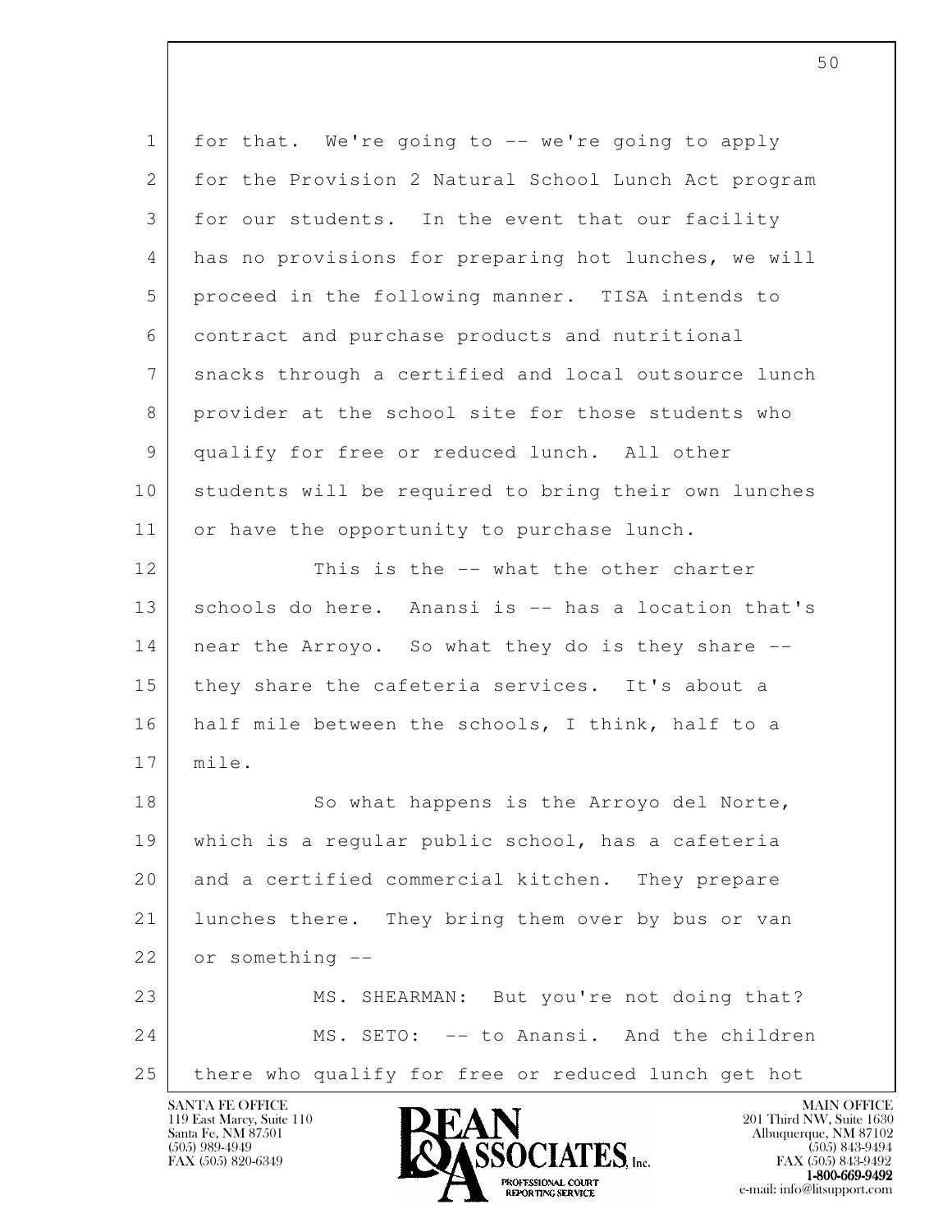for that. We're going to -- we're going to apply for the Provision 2 Natural School Lunch Act program for our students. In the event that our facility has no provisions for preparing hot lunches, we will proceed in the following manner. TISA intends to contract and purchase products and nutritional snacks through a certified and local outsource lunch provider at the school site for those students who qualify for free or reduced lunch. All other students will be required to bring their own lunches or have the opportunity to purchase lunch.

This is the -- what the other charter schools do here. Anansi is -- has a location that's near the Arroyo. So what they do is they share -- they share the cafeteria services. It's about a half mile between the schools, I think, half to a mile.

So what happens is the Arroyo del Norte, which is a regular public school, has a cafeteria and a certified commercial kitchen. They prepare lunches there. They bring them over by bus or van or something --

MS. SHEARMAN: But you're not doing that?

MS. SETO: -- to Anansi. And the children there who qualify for free or reduced lunch get hot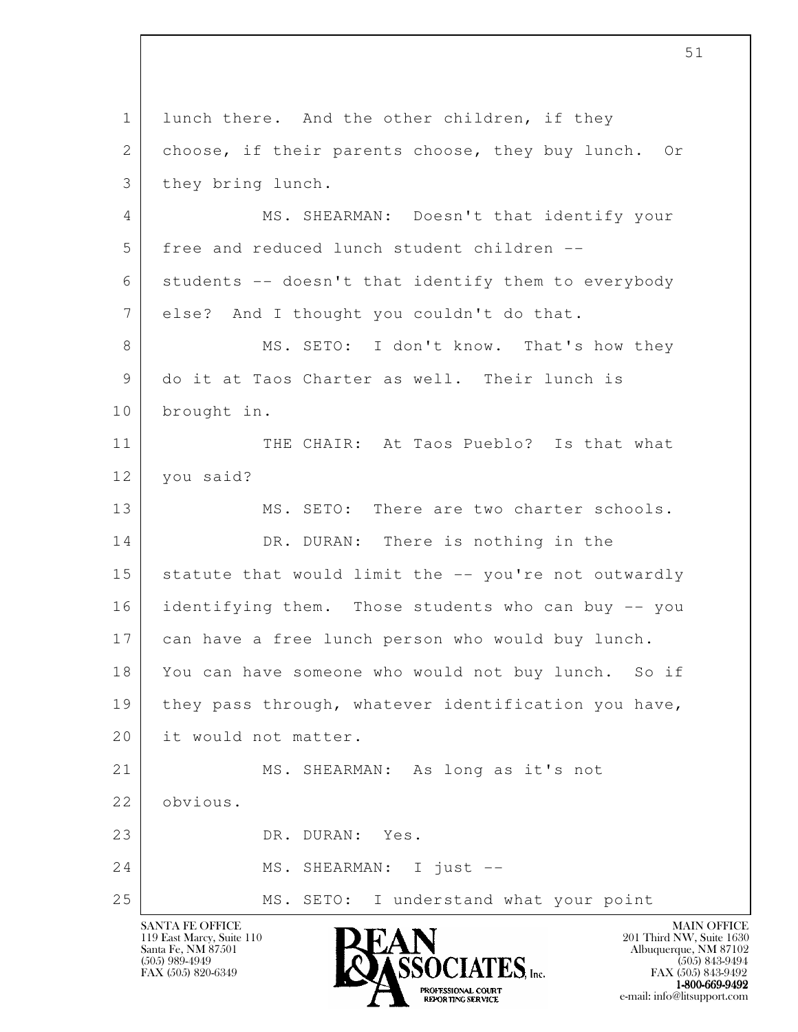lunch there. And the other children, if they choose, if their parents choose, they buy lunch. Or they bring lunch.

MS. SHEARMAN: Doesn't that identify your free and reduced lunch student children -- students -- doesn't that identify them to everybody else? And I thought you couldn't do that.

MS. SETO: I don't know. That's how they do it at Taos Charter as well. Their lunch is brought in.

THE CHAIR: At Taos Pueblo? Is that what you said?

MS. SETO: There are two charter schools.

DR. DURAN: There is nothing in the statute that would limit the -- you're not outwardly identifying them. Those students who can buy -- you can have a free lunch person who would buy lunch. You can have someone who would not buy lunch. So if they pass through, whatever identification you have, it would not matter.

MS. SHEARMAN: As long as it's not obvious.

DR. DURAN: Yes.

MS. SHEARMAN: I just --

MS. SETO: I understand what your point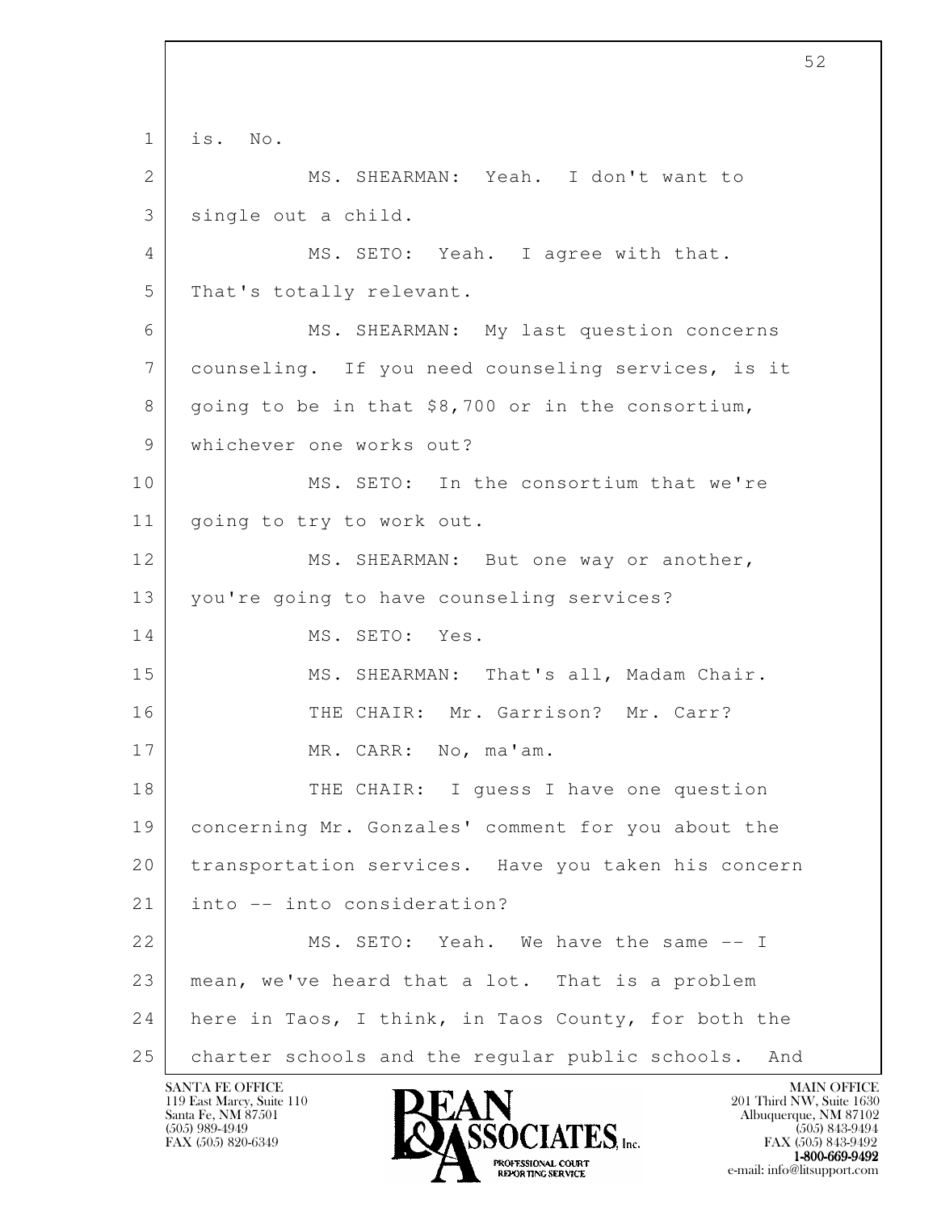1 is. No.

2 MS. SHEARMAN: Yeah. I don't want to

3 single out a child.

4 MS. SETO: Yeah. I agree with that.

5 That's totally relevant.

6 MS. SHEARMAN: My last question concerns

7 counseling. If you need counseling services, is it

8 going to be in that $8,700 or in the consortium,

9 whichever one works out?

10 MS. SETO: In the consortium that we're

11 going to try to work out.

12 MS. SHEARMAN: But one way or another,

13 you're going to have counseling services?

14 MS. SETO: Yes.

15 MS. SHEARMAN: That's all, Madam Chair.

16 THE CHAIR: Mr. Garrison? Mr. Carr?

17 MR. CARR: No, ma'am.

18 THE CHAIR: I guess I have one question

19 concerning Mr. Gonzales' comment for you about the

20 transportation services. Have you taken his concern

21 into -- into consideration?

22 MS. SETO: Yeah. We have the same -- I

23 mean, we've heard that a lot. That is a problem

24 here in Taos, I think, in Taos County, for both the

25 charter schools and the regular public schools. And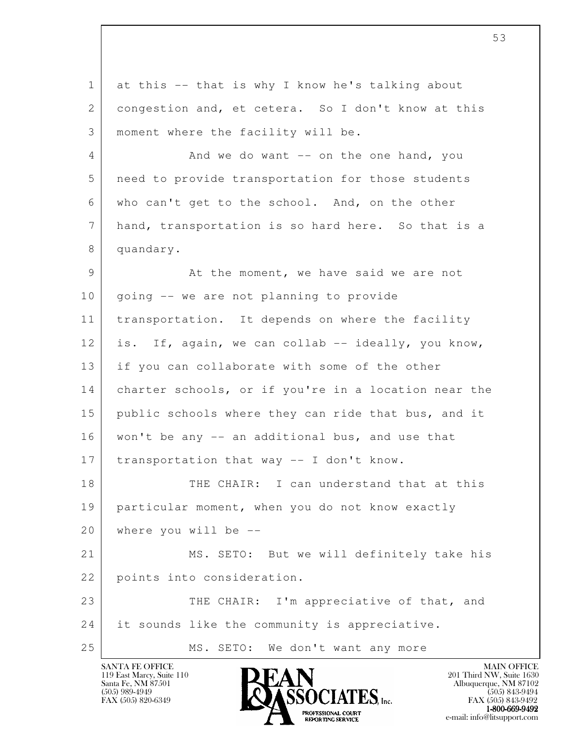at this -- that is why I know he's talking about congestion and, et cetera. So I don't know at this moment where the facility will be.

And we do want -- on the one hand, you need to provide transportation for those students who can't get to the school. And, on the other hand, transportation is so hard here. So that is a quandary.

At the moment, we have said we are not going -- we are not planning to provide transportation. It depends on where the facility is. If, again, we can collab -- ideally, you know, if you can collaborate with some of the other charter schools, or if you're in a location near the public schools where they can ride that bus, and it won't be any -- an additional bus, and use that transportation that way -- I don't know.

THE CHAIR: I can understand that at this particular moment, when you do not know exactly where you will be --

MS. SETO: But we will definitely take his points into consideration.

THE CHAIR: I'm appreciative of that, and it sounds like the community is appreciative.

MS. SETO: We don't want any more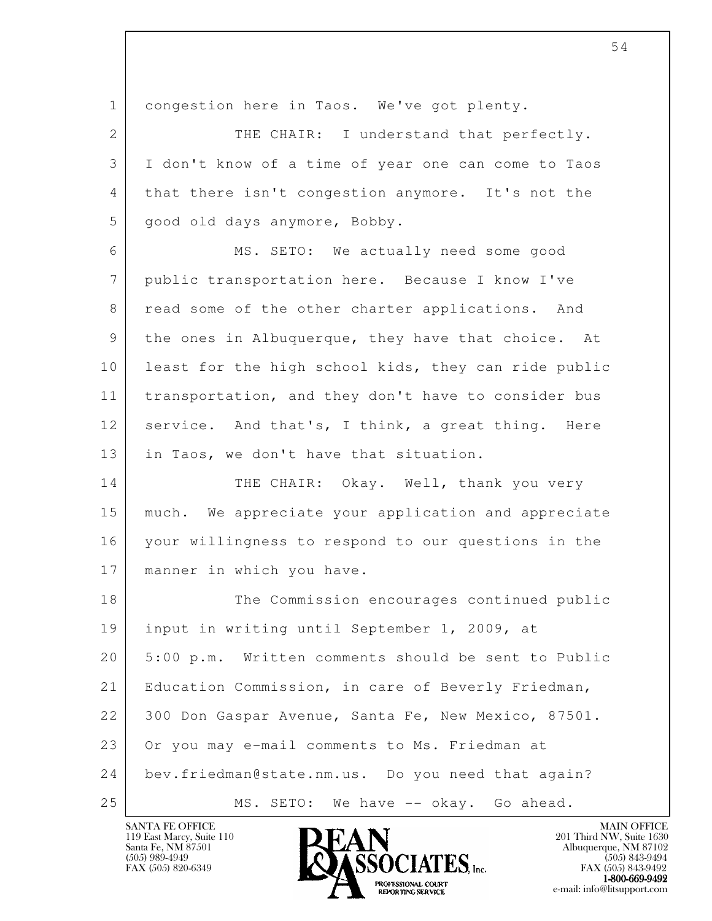congestion here in Taos. We've got plenty.

THE CHAIR: I understand that perfectly. I don't know of a time of year one can come to Taos that there isn't congestion anymore. It's not the good old days anymore, Bobby.

MS. SETO: We actually need some good public transportation here. Because I know I've read some of the other charter applications. And the ones in Albuquerque, they have that choice. At least for the high school kids, they can ride public transportation, and they don't have to consider bus service. And that's, I think, a great thing. Here in Taos, we don't have that situation.

THE CHAIR: Okay. Well, thank you very much. We appreciate your application and appreciate your willingness to respond to our questions in the manner in which you have.

The Commission encourages continued public input in writing until September 1, 2009, at 5:00 p.m. Written comments should be sent to Public Education Commission, in care of Beverly Friedman, 300 Don Gaspar Avenue, Santa Fe, New Mexico, 87501. Or you may e-mail comments to Ms. Friedman at bev.friedman@state.nm.us. Do you need that again?

MS. SETO: We have -- okay. Go ahead.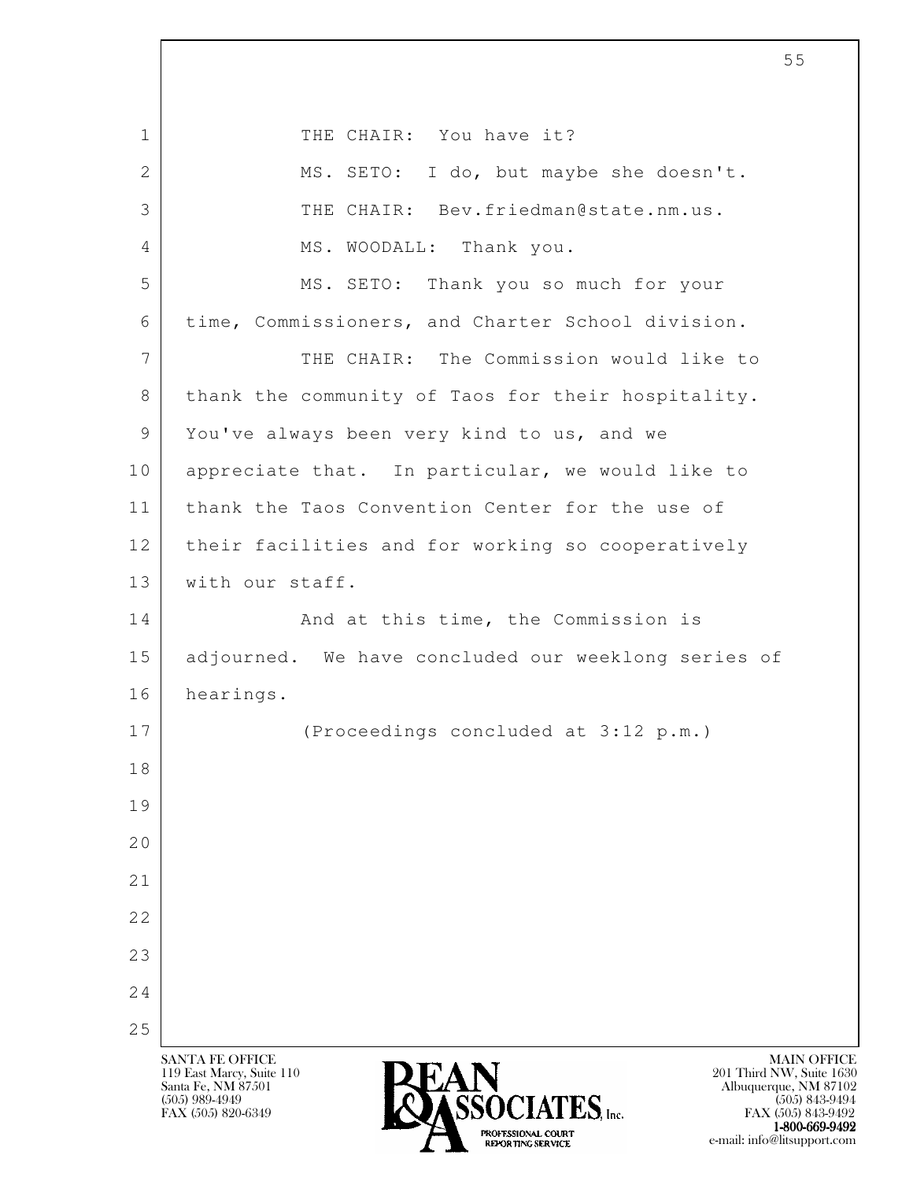THE CHAIR: You have it?

MS. SETO: I do, but maybe she doesn't.

THE CHAIR: Bev.friedman@state.nm.us.

MS. WOODALL: Thank you.

MS. SETO: Thank you so much for your time, Commissioners, and Charter School division.

THE CHAIR: The Commission would like to thank the community of Taos for their hospitality. You've always been very kind to us, and we appreciate that. In particular, we would like to thank the Taos Convention Center for the use of their facilities and for working so cooperatively with our staff.

And at this time, the Commission is adjourned. We have concluded our weeklong series of hearings.

(Proceedings concluded at 3:12 p.m.)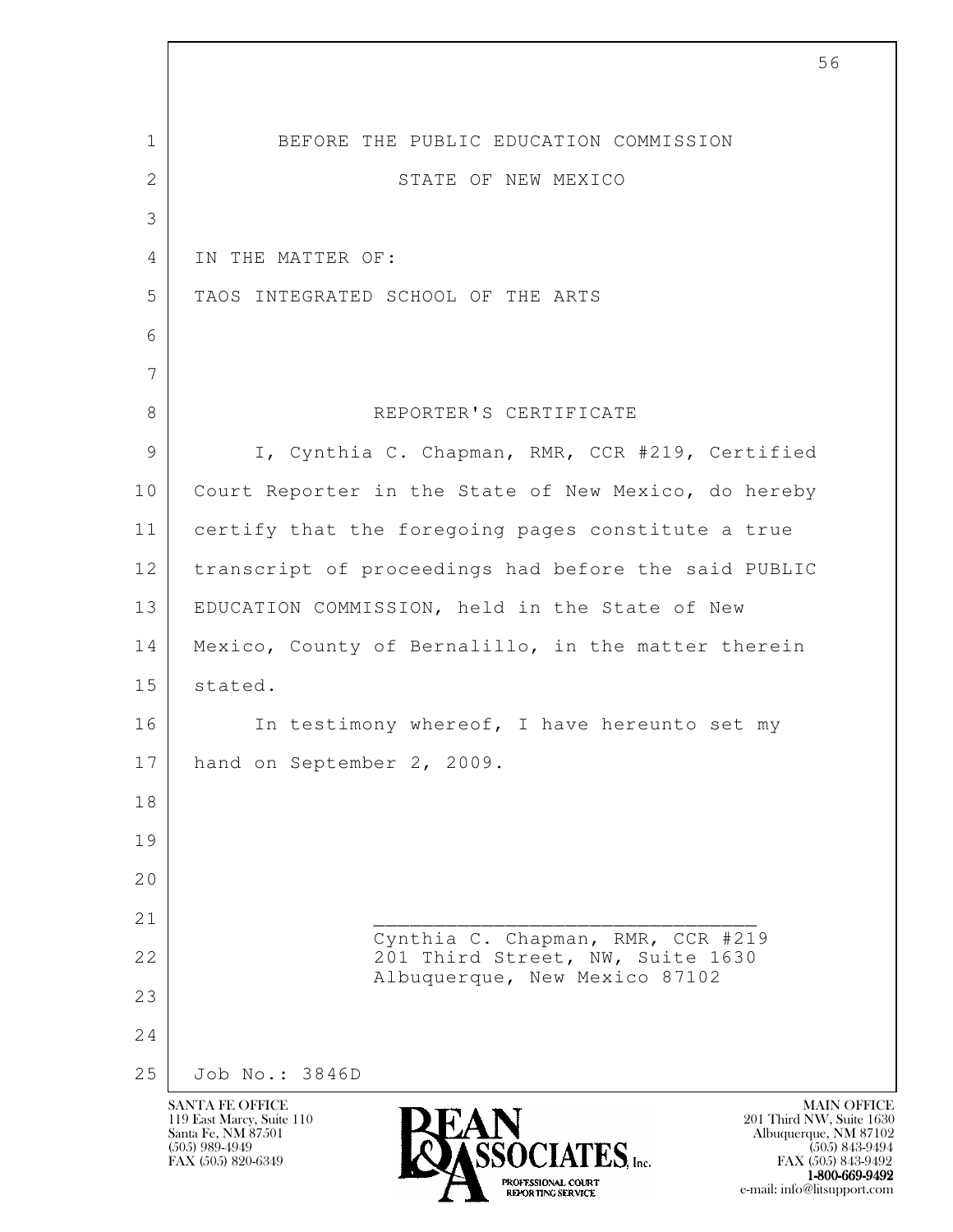BEFORE THE PUBLIC EDUCATION COMMISSION

STATE OF NEW MEXICO

IN THE MATTER OF:

TAOS INTEGRATED SCHOOL OF THE ARTS

REPORTER'S CERTIFICATE

I, Cynthia C. Chapman, RMR, CCR #219, Certified Court Reporter in the State of New Mexico, do hereby certify that the foregoing pages constitute a true transcript of proceedings had before the said PUBLIC EDUCATION COMMISSION, held in the State of New Mexico, County of Bernalillo, in the matter therein stated.

In testimony whereof, I have hereunto set my hand on September 2, 2009.

\_\_\_\_\_\_\_\_\_\_\_\_\_\_\_\_\_\_\_\_\_\_\_\_\_\_\_\_\_\_\_\_\_\_\_\_\_

Cynthia C. Chapman, RMR, CCR #219
201 Third Street, NW, Suite 1630
Albuquerque, New Mexico 87102

Job No.: 3846D

SANTA FE OFFICE
119 East Marcy, Suite 110
Santa Fe, NM 87501
(505) 989-4949
FAX (505) 820-6349

BEAN & ASSOCIATES, Inc.
PROFESSIONAL COURT REPORTING SERVICE

MAIN OFFICE
201 Third NW, Suite 1630
Albuquerque, NM 87102
(505) 843-9494
FAX (505) 843-9492
1-800-669-9492
e-mail: info@litsupport.com